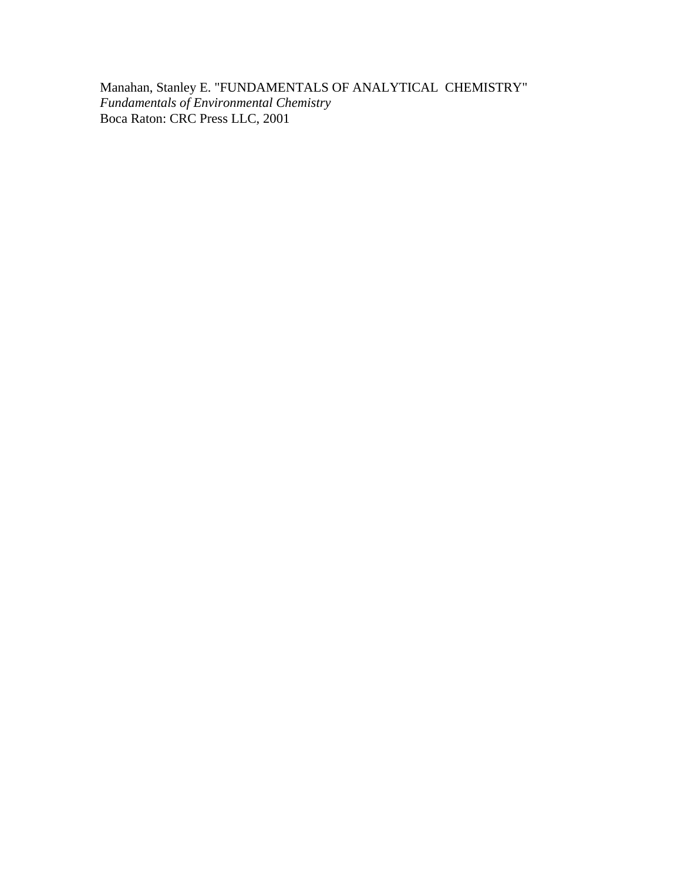Manahan, Stanley E. "FUNDAMENTALS OF ANALYTICAL CHEMISTRY"
*Fundamentals of Environmental Chemistry*
Boca Raton: CRC Press LLC, 2001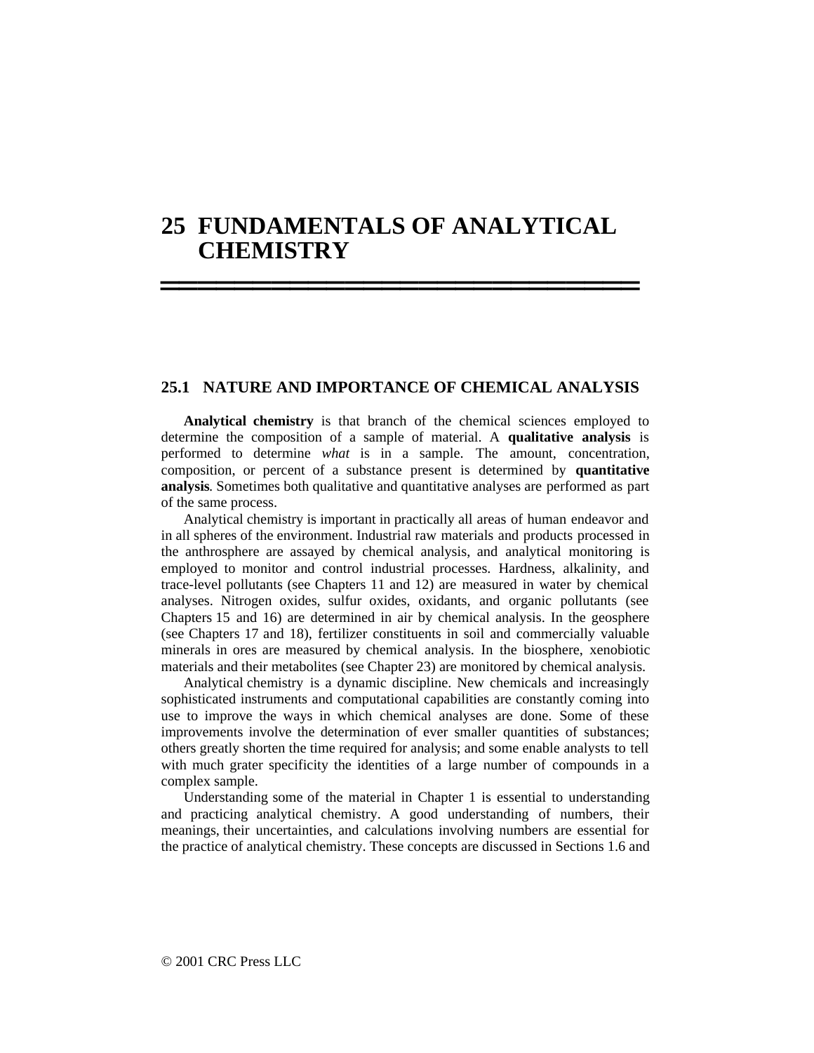# 25 FUNDAMENTALS OF ANALYTICAL CHEMISTRY

## 25.1 NATURE AND IMPORTANCE OF CHEMICAL ANALYSIS

**Analytical chemistry** is that branch of the chemical sciences employed to determine the composition of a sample of material. A **qualitative analysis** is performed to determine *what* is in a sample. The amount, concentration, composition, or percent of a substance present is determined by **quantitative analysis**. Sometimes both qualitative and quantitative analyses are performed as part of the same process.

Analytical chemistry is important in practically all areas of human endeavor and in all spheres of the environment. Industrial raw materials and products processed in the anthrosphere are assayed by chemical analysis, and analytical monitoring is employed to monitor and control industrial processes. Hardness, alkalinity, and trace-level pollutants (see Chapters 11 and 12) are measured in water by chemical analyses. Nitrogen oxides, sulfur oxides, oxidants, and organic pollutants (see Chapters 15 and 16) are determined in air by chemical analysis. In the geosphere (see Chapters 17 and 18), fertilizer constituents in soil and commercially valuable minerals in ores are measured by chemical analysis. In the biosphere, xenobiotic materials and their metabolites (see Chapter 23) are monitored by chemical analysis.

Analytical chemistry is a dynamic discipline. New chemicals and increasingly sophisticated instruments and computational capabilities are constantly coming into use to improve the ways in which chemical analyses are done. Some of these improvements involve the determination of ever smaller quantities of substances; others greatly shorten the time required for analysis; and some enable analysts to tell with much grater specificity the identities of a large number of compounds in a complex sample.

Understanding some of the material in Chapter 1 is essential to understanding and practicing analytical chemistry. A good understanding of numbers, their meanings, their uncertainties, and calculations involving numbers are essential for the practice of analytical chemistry. These concepts are discussed in Sections 1.6 and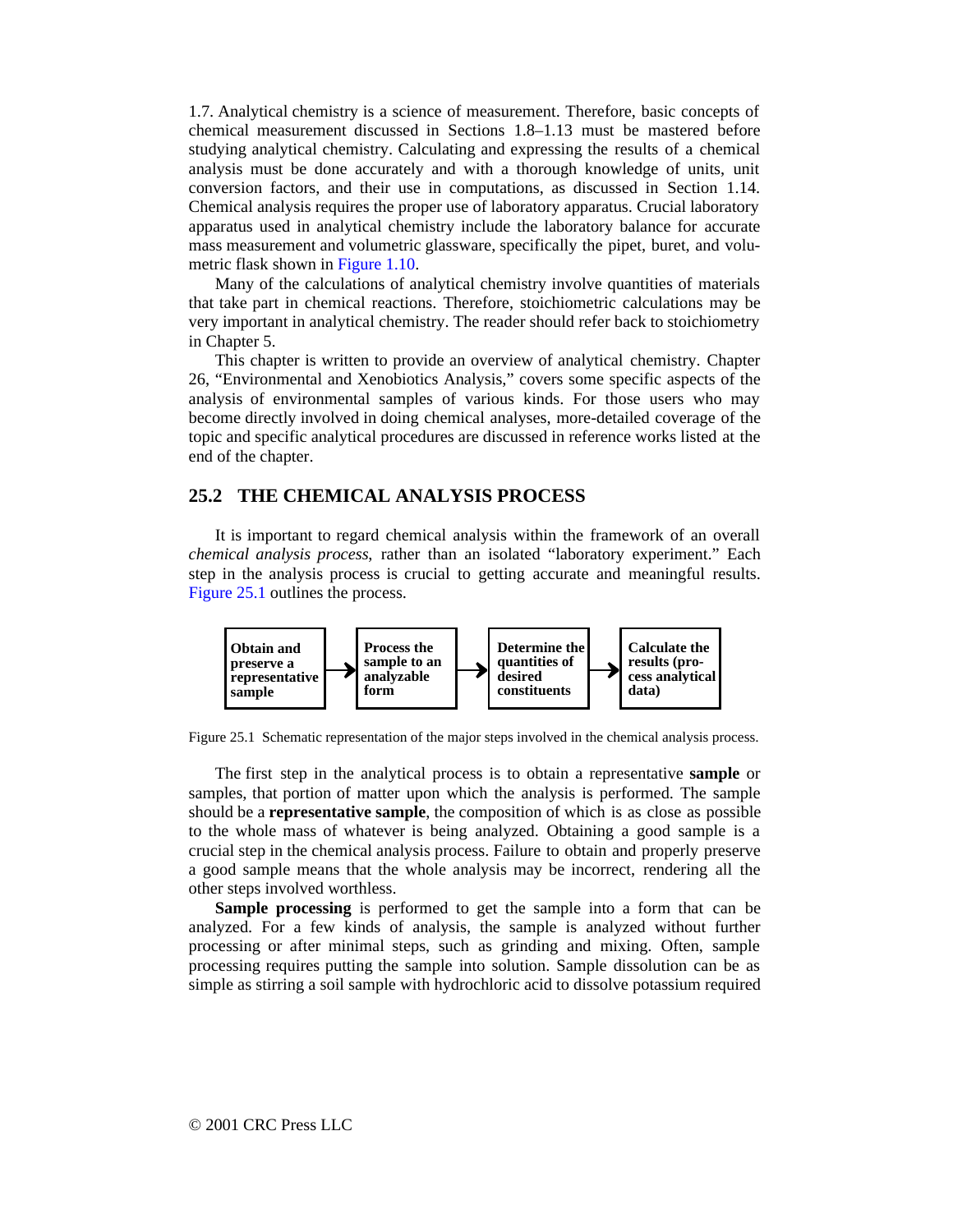1.7. Analytical chemistry is a science of measurement. Therefore, basic concepts of chemical measurement discussed in Sections 1.8–1.13 must be mastered before studying analytical chemistry. Calculating and expressing the results of a chemical analysis must be done accurately and with a thorough knowledge of units, unit conversion factors, and their use in computations, as discussed in Section 1.14. Chemical analysis requires the proper use of laboratory apparatus. Crucial laboratory apparatus used in analytical chemistry include the laboratory balance for accurate mass measurement and volumetric glassware, specifically the pipet, buret, and volumetric flask shown in Figure 1.10.

Many of the calculations of analytical chemistry involve quantities of materials that take part in chemical reactions. Therefore, stoichiometric calculations may be very important in analytical chemistry. The reader should refer back to stoichiometry in Chapter 5.

This chapter is written to provide an overview of analytical chemistry. Chapter 26, "Environmental and Xenobiotics Analysis," covers some specific aspects of the analysis of environmental samples of various kinds. For those users who may become directly involved in doing chemical analyses, more-detailed coverage of the topic and specific analytical procedures are discussed in reference works listed at the end of the chapter.

## 25.2 THE CHEMICAL ANALYSIS PROCESS

It is important to regard chemical analysis within the framework of an overall *chemical analysis process*, rather than an isolated "laboratory experiment." Each step in the analysis process is crucial to getting accurate and meaningful results. Figure 25.1 outlines the process.

**Obtain and preserve a representative sample** → **Process the sample to an analyzable form** → **Determine the quantities of desired constituents** → **Calculate the results (process analytical data)**

Figure 25.1 Schematic representation of the major steps involved in the chemical analysis process.

The first step in the analytical process is to obtain a representative **sample** or samples, that portion of matter upon which the analysis is performed. The sample should be a **representative sample**, the composition of which is as close as possible to the whole mass of whatever is being analyzed. Obtaining a good sample is a crucial step in the chemical analysis process. Failure to obtain and properly preserve a good sample means that the whole analysis may be incorrect, rendering all the other steps involved worthless.

**Sample processing** is performed to get the sample into a form that can be analyzed. For a few kinds of analysis, the sample is analyzed without further processing or after minimal steps, such as grinding and mixing. Often, sample processing requires putting the sample into solution. Sample dissolution can be as simple as stirring a soil sample with hydrochloric acid to dissolve potassium required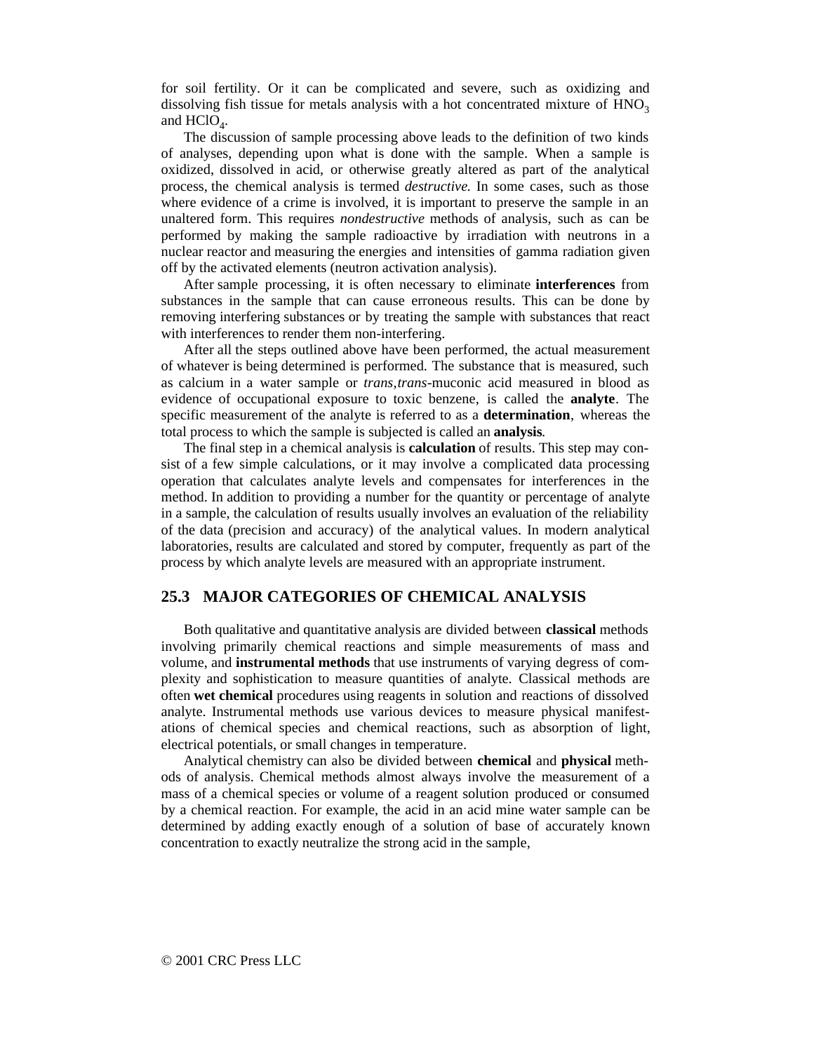for soil fertility. Or it can be complicated and severe, such as oxidizing and dissolving fish tissue for metals analysis with a hot concentrated mixture of $HNO_3$ and $HClO_4$.

The discussion of sample processing above leads to the definition of two kinds of analyses, depending upon what is done with the sample. When a sample is oxidized, dissolved in acid, or otherwise greatly altered as part of the analytical process, the chemical analysis is termed *destructive.* In some cases, such as those where evidence of a crime is involved, it is important to preserve the sample in an unaltered form. This requires *nondestructive* methods of analysis, such as can be performed by making the sample radioactive by irradiation with neutrons in a nuclear reactor and measuring the energies and intensities of gamma radiation given off by the activated elements (neutron activation analysis).

After sample processing, it is often necessary to eliminate **interferences** from substances in the sample that can cause erroneous results. This can be done by removing interfering substances or by treating the sample with substances that react with interferences to render them non-interfering.

After all the steps outlined above have been performed, the actual measurement of whatever is being determined is performed. The substance that is measured, such as calcium in a water sample or *trans,trans*-muconic acid measured in blood as evidence of occupational exposure to toxic benzene, is called the **analyte**. The specific measurement of the analyte is referred to as a **determination**, whereas the total process to which the sample is subjected is called an **analysis**.

The final step in a chemical analysis is **calculation** of results. This step may consist of a few simple calculations, or it may involve a complicated data processing operation that calculates analyte levels and compensates for interferences in the method. In addition to providing a number for the quantity or percentage of analyte in a sample, the calculation of results usually involves an evaluation of the reliability of the data (precision and accuracy) of the analytical values. In modern analytical laboratories, results are calculated and stored by computer, frequently as part of the process by which analyte levels are measured with an appropriate instrument.

## 25.3 MAJOR CATEGORIES OF CHEMICAL ANALYSIS

Both qualitative and quantitative analysis are divided between **classical** methods involving primarily chemical reactions and simple measurements of mass and volume, and **instrumental methods** that use instruments of varying degress of complexity and sophistication to measure quantities of analyte. Classical methods are often **wet chemical** procedures using reagents in solution and reactions of dissolved analyte. Instrumental methods use various devices to measure physical manifestations of chemical species and chemical reactions, such as absorption of light, electrical potentials, or small changes in temperature.

Analytical chemistry can also be divided between **chemical** and **physical** methods of analysis. Chemical methods almost always involve the measurement of a mass of a chemical species or volume of a reagent solution produced or consumed by a chemical reaction. For example, the acid in an acid mine water sample can be determined by adding exactly enough of a solution of base of accurately known concentration to exactly neutralize the strong acid in the sample,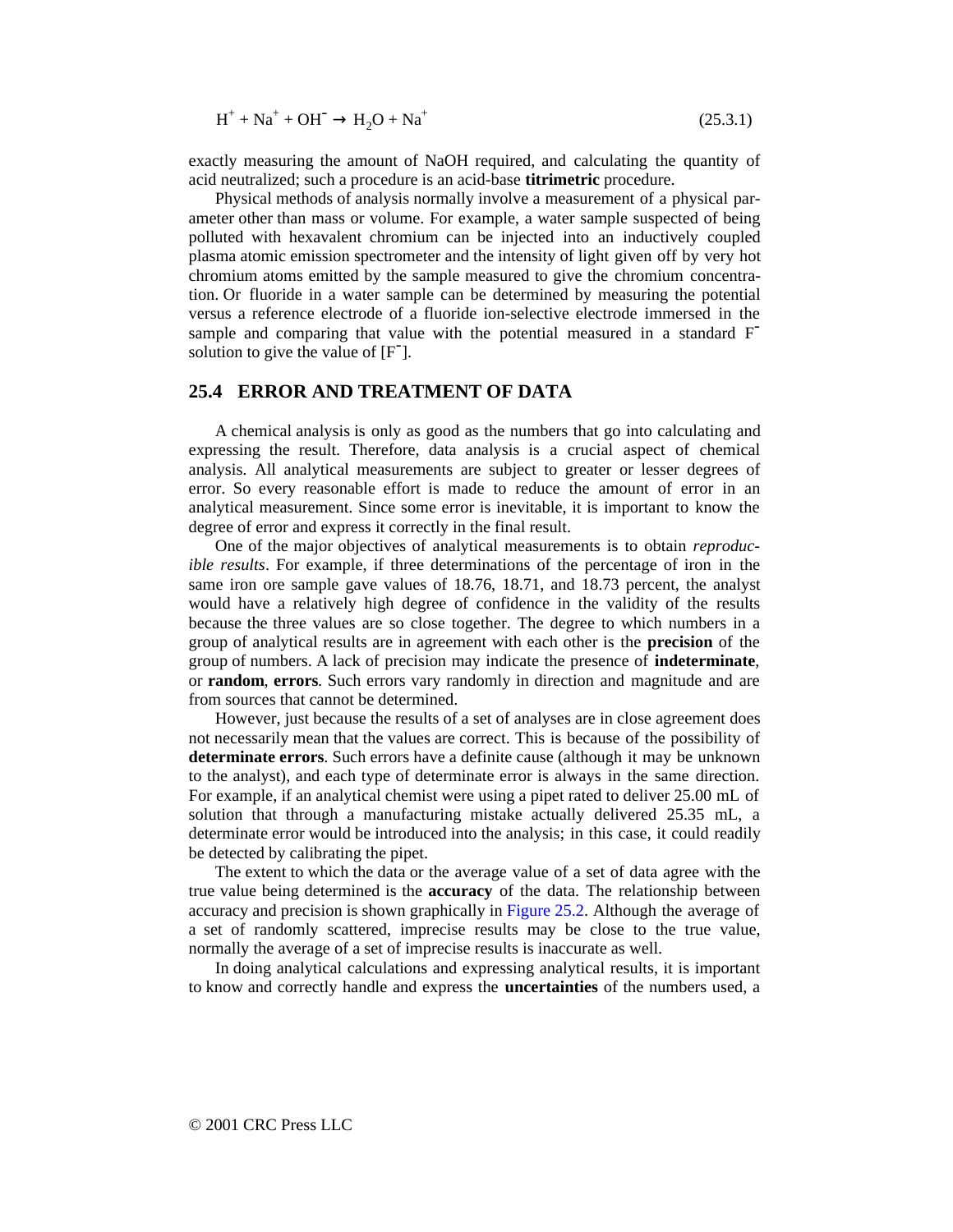$$H^+ + Na^+ + OH^- \rightarrow H_2O + Na^+ \tag{25.3.1}$$

exactly measuring the amount of NaOH required, and calculating the quantity of acid neutralized; such a procedure is an acid-base **titrimetric** procedure.

Physical methods of analysis normally involve a measurement of a physical parameter other than mass or volume. For example, a water sample suspected of being polluted with hexavalent chromium can be injected into an inductively coupled plasma atomic emission spectrometer and the intensity of light given off by very hot chromium atoms emitted by the sample measured to give the chromium concentration. Or fluoride in a water sample can be determined by measuring the potential versus a reference electrode of a fluoride ion-selective electrode immersed in the sample and comparing that value with the potential measured in a standard $F^-$ solution to give the value of $[F^-]$.

## 25.4 ERROR AND TREATMENT OF DATA

A chemical analysis is only as good as the numbers that go into calculating and expressing the result. Therefore, data analysis is a crucial aspect of chemical analysis. All analytical measurements are subject to greater or lesser degrees of error. So every reasonable effort is made to reduce the amount of error in an analytical measurement. Since some error is inevitable, it is important to know the degree of error and express it correctly in the final result.

One of the major objectives of analytical measurements is to obtain *reproducible results*. For example, if three determinations of the percentage of iron in the same iron ore sample gave values of 18.76, 18.71, and 18.73 percent, the analyst would have a relatively high degree of confidence in the validity of the results because the three values are so close together. The degree to which numbers in a group of analytical results are in agreement with each other is the **precision** of the group of numbers. A lack of precision may indicate the presence of **indeterminate**, or **random**, **errors**. Such errors vary randomly in direction and magnitude and are from sources that cannot be determined.

However, just because the results of a set of analyses are in close agreement does not necessarily mean that the values are correct. This is because of the possibility of **determinate errors**. Such errors have a definite cause (although it may be unknown to the analyst), and each type of determinate error is always in the same direction. For example, if an analytical chemist were using a pipet rated to deliver 25.00 mL of solution that through a manufacturing mistake actually delivered 25.35 mL, a determinate error would be introduced into the analysis; in this case, it could readily be detected by calibrating the pipet.

The extent to which the data or the average value of a set of data agree with the true value being determined is the **accuracy** of the data. The relationship between accuracy and precision is shown graphically in Figure 25.2. Although the average of a set of randomly scattered, imprecise results may be close to the true value, normally the average of a set of imprecise results is inaccurate as well.

In doing analytical calculations and expressing analytical results, it is important to know and correctly handle and express the **uncertainties** of the numbers used, a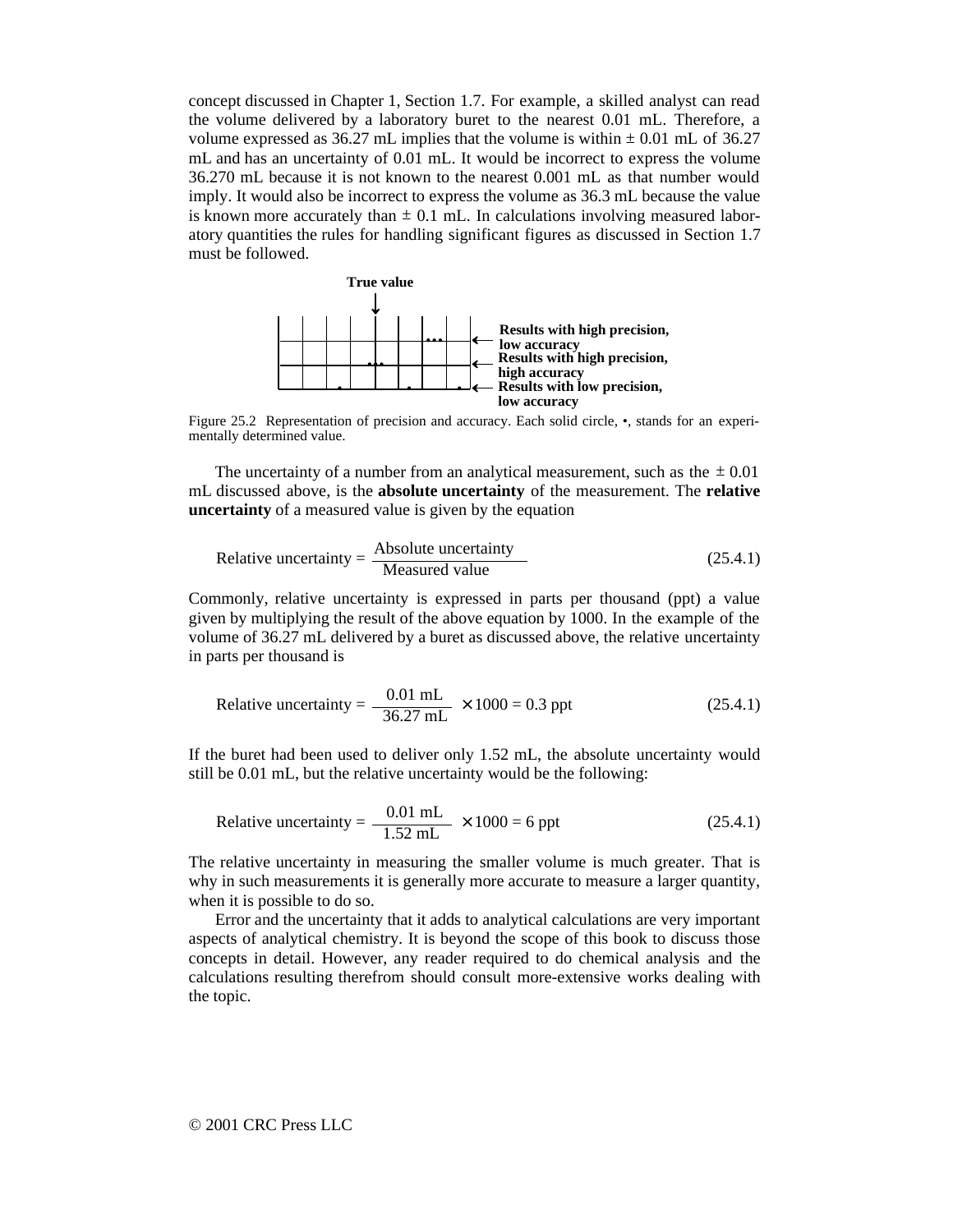concept discussed in Chapter 1, Section 1.7. For example, a skilled analyst can read the volume delivered by a laboratory buret to the nearest 0.01 mL. Therefore, a volume expressed as 36.27 mL implies that the volume is within ± 0.01 mL of 36.27 mL and has an uncertainty of 0.01 mL. It would be incorrect to express the volume 36.270 mL because it is not known to the nearest 0.001 mL as that number would imply. It would also be incorrect to express the volume as 36.3 mL because the value is known more accurately than ± 0.1 mL. In calculations involving measured laboratory quantities the rules for handling significant figures as discussed in Section 1.7 must be followed.

True value

Results with high precision, low accuracy

Results with high precision, high accuracy

Results with low precision, low accuracy

Figure 25.2 Representation of precision and accuracy. Each solid circle, •, stands for an experimentally determined value.

The uncertainty of a number from an analytical measurement, such as the ± 0.01 mL discussed above, is the **absolute uncertainty** of the measurement. The **relative uncertainty** of a measured value is given by the equation

$$\text{Relative uncertainty} = \frac{\text{Absolute uncertainty}}{\text{Measured value}} \tag{25.4.1}$$

Commonly, relative uncertainty is expressed in parts per thousand (ppt) a value given by multiplying the result of the above equation by 1000. In the example of the volume of 36.27 mL delivered by a buret as discussed above, the relative uncertainty in parts per thousand is

$$\text{Relative uncertainty} = \frac{0.01 \text{ mL}}{36.27 \text{ mL}} \times 1000 = 0.3 \text{ ppt} \tag{25.4.1}$$

If the buret had been used to deliver only 1.52 mL, the absolute uncertainty would still be 0.01 mL, but the relative uncertainty would be the following:

$$\text{Relative uncertainty} = \frac{0.01 \text{ mL}}{1.52 \text{ mL}} \times 1000 = 6 \text{ ppt} \tag{25.4.1}$$

The relative uncertainty in measuring the smaller volume is much greater. That is why in such measurements it is generally more accurate to measure a larger quantity, when it is possible to do so.

Error and the uncertainty that it adds to analytical calculations are very important aspects of analytical chemistry. It is beyond the scope of this book to discuss those concepts in detail. However, any reader required to do chemical analysis and the calculations resulting therefrom should consult more-extensive works dealing with the topic.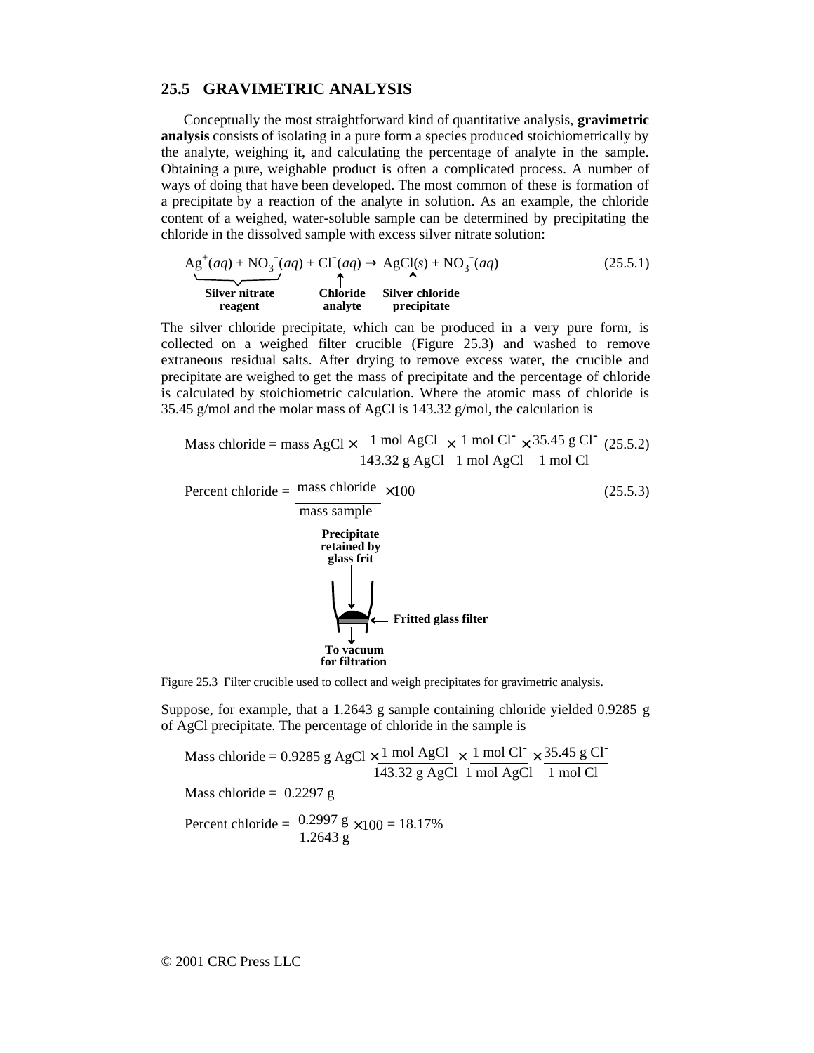## 25.5 GRAVIMETRIC ANALYSIS

Conceptually the most straightforward kind of quantitative analysis, **gravimetric analysis** consists of isolating in a pure form a species produced stoichiometrically by the analyte, weighing it, and calculating the percentage of analyte in the sample. Obtaining a pure, weighable product is often a complicated process. A number of ways of doing that have been developed. The most common of these is formation of a precipitate by a reaction of the analyte in solution. As an example, the chloride content of a weighed, water-soluble sample can be determined by precipitating the chloride in the dissolved sample with excess silver nitrate solution:

$$\underbrace{Ag^{+}(aq) + NO_3^{-}(aq)}_{\text{Silver nitrate reagent}} + \underbrace{Cl^{-}(aq)}_{\text{Chloride analyte}} \rightarrow \underbrace{AgCl(s)}_{\text{Silver chloride precipitate}} + NO_3^{-}(aq) \tag{25.5.1}$$

The silver chloride precipitate, which can be produced in a very pure form, is collected on a weighed filter crucible (Figure 25.3) and washed to remove extraneous residual salts. After drying to remove excess water, the crucible and precipitate are weighed to get the mass of precipitate and the percentage of chloride is calculated by stoichiometric calculation. Where the atomic mass of chloride is 35.45 g/mol and the molar mass of AgCl is 143.32 g/mol, the calculation is

$$\text{Mass chloride} = \text{mass AgCl} \times \frac{1 \text{ mol AgCl}}{143.32 \text{ g AgCl}} \times \frac{1 \text{ mol Cl}^{-}}{1 \text{ mol AgCl}} \times \frac{35.45 \text{ g Cl}^{-}}{1 \text{ mol Cl}} \tag{25.5.2}$$

$$\text{Percent chloride} = \frac{\text{mass chloride}}{\text{mass sample}} \times 100 \tag{25.5.3}$$

Precipitate retained by glass frit

Fritted glass filter

To vacuum for filtration

Figure 25.3 Filter crucible used to collect and weigh precipitates for gravimetric analysis.

Suppose, for example, that a 1.2643 g sample containing chloride yielded 0.9285 g of AgCl precipitate. The percentage of chloride in the sample is

$$\text{Mass chloride} = 0.9285 \text{ g AgCl} \times \frac{1 \text{ mol AgCl}}{143.32 \text{ g AgCl}} \times \frac{1 \text{ mol Cl}^{-}}{1 \text{ mol AgCl}} \times \frac{35.45 \text{ g Cl}^{-}}{1 \text{ mol Cl}}$$

$$\text{Mass chloride} = 0.2297 \text{ g}$$

$$\text{Percent chloride} = \frac{0.2997 \text{ g}}{1.2643 \text{ g}} \times 100 = 18.17\%$$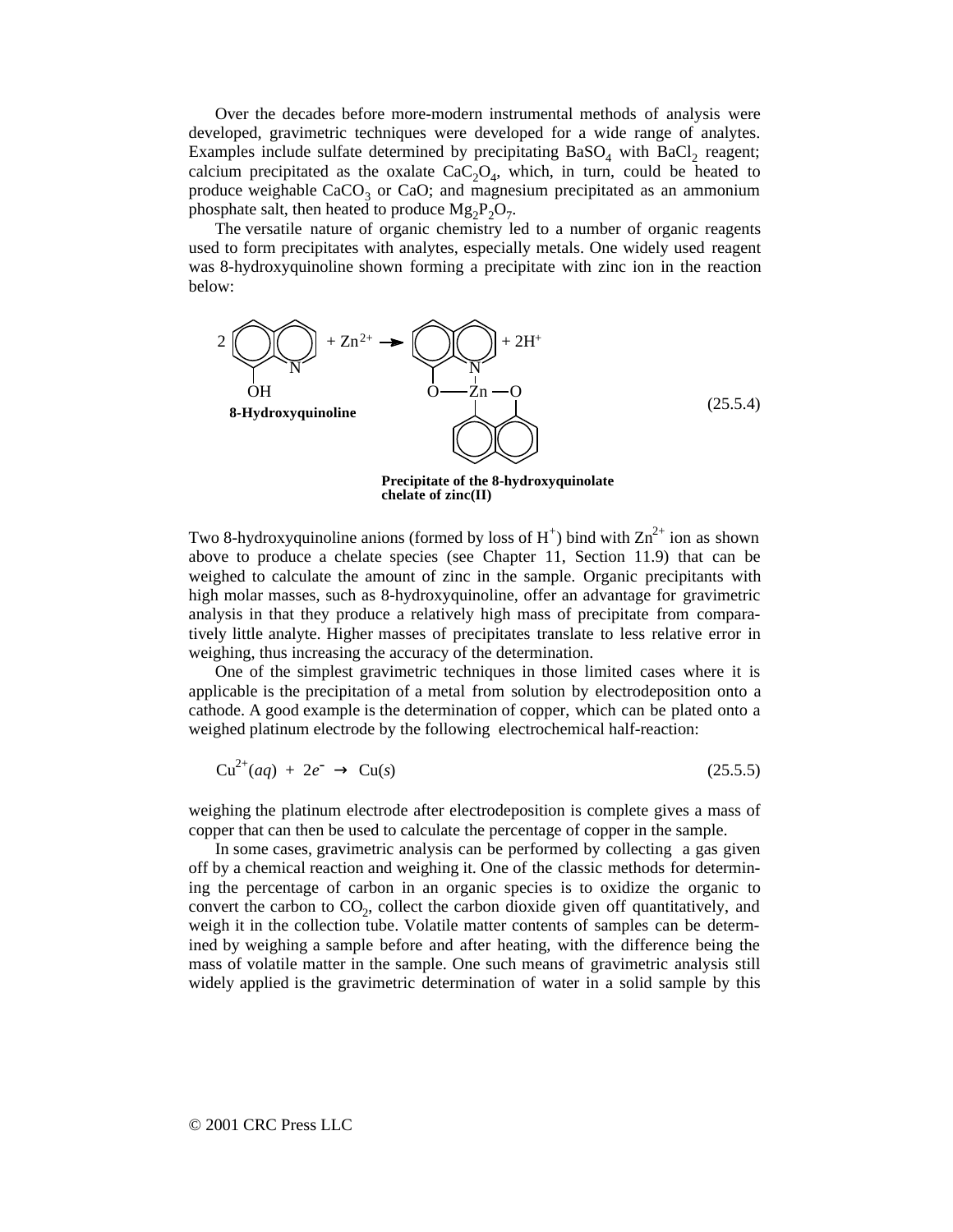Over the decades before more-modern instrumental methods of analysis were developed, gravimetric techniques were developed for a wide range of analytes. Examples include sulfate determined by precipitating $BaSO_4$ with $BaCl_2$ reagent; calcium precipitated as the oxalate $CaC_2O_4$, which, in turn, could be heated to produce weighable $CaCO_3$ or CaO; and magnesium precipitated as an ammonium phosphate salt, then heated to produce $Mg_2P_2O_7$.

The versatile nature of organic chemistry led to a number of organic reagents used to form precipitates with analytes, especially metals. One widely used reagent was 8-hydroxyquinoline shown forming a precipitate with zinc ion in the reaction below:

$$2\,\text{(8-Hydroxyquinoline)} + Zn^{2+} \rightarrow \text{(Precipitate of the 8-hydroxyquinolate chelate of zinc(II))} + 2H^+ \qquad (25.5.4)$$

**8-Hydroxyquinoline**

**Precipitate of the 8-hydroxyquinolate chelate of zinc(II)**

Two 8-hydroxyquinoline anions (formed by loss of $H^+$) bind with $Zn^{2+}$ ion as shown above to produce a chelate species (see Chapter 11, Section 11.9) that can be weighed to calculate the amount of zinc in the sample. Organic precipitants with high molar masses, such as 8-hydroxyquinoline, offer an advantage for gravimetric analysis in that they produce a relatively high mass of precipitate from comparatively little analyte. Higher masses of precipitates translate to less relative error in weighing, thus increasing the accuracy of the determination.

One of the simplest gravimetric techniques in those limited cases where it is applicable is the precipitation of a metal from solution by electrodeposition onto a cathode. A good example is the determination of copper, which can be plated onto a weighed platinum electrode by the following electrochemical half-reaction:

$$Cu^{2+}(aq) + 2e^- \rightarrow Cu(s) \qquad (25.5.5)$$

weighing the platinum electrode after electrodeposition is complete gives a mass of copper that can then be used to calculate the percentage of copper in the sample.

In some cases, gravimetric analysis can be performed by collecting a gas given off by a chemical reaction and weighing it. One of the classic methods for determining the percentage of carbon in an organic species is to oxidize the organic to convert the carbon to $CO_2$, collect the carbon dioxide given off quantitatively, and weigh it in the collection tube. Volatile matter contents of samples can be determined by weighing a sample before and after heating, with the difference being the mass of volatile matter in the sample. One such means of gravimetric analysis still widely applied is the gravimetric determination of water in a solid sample by this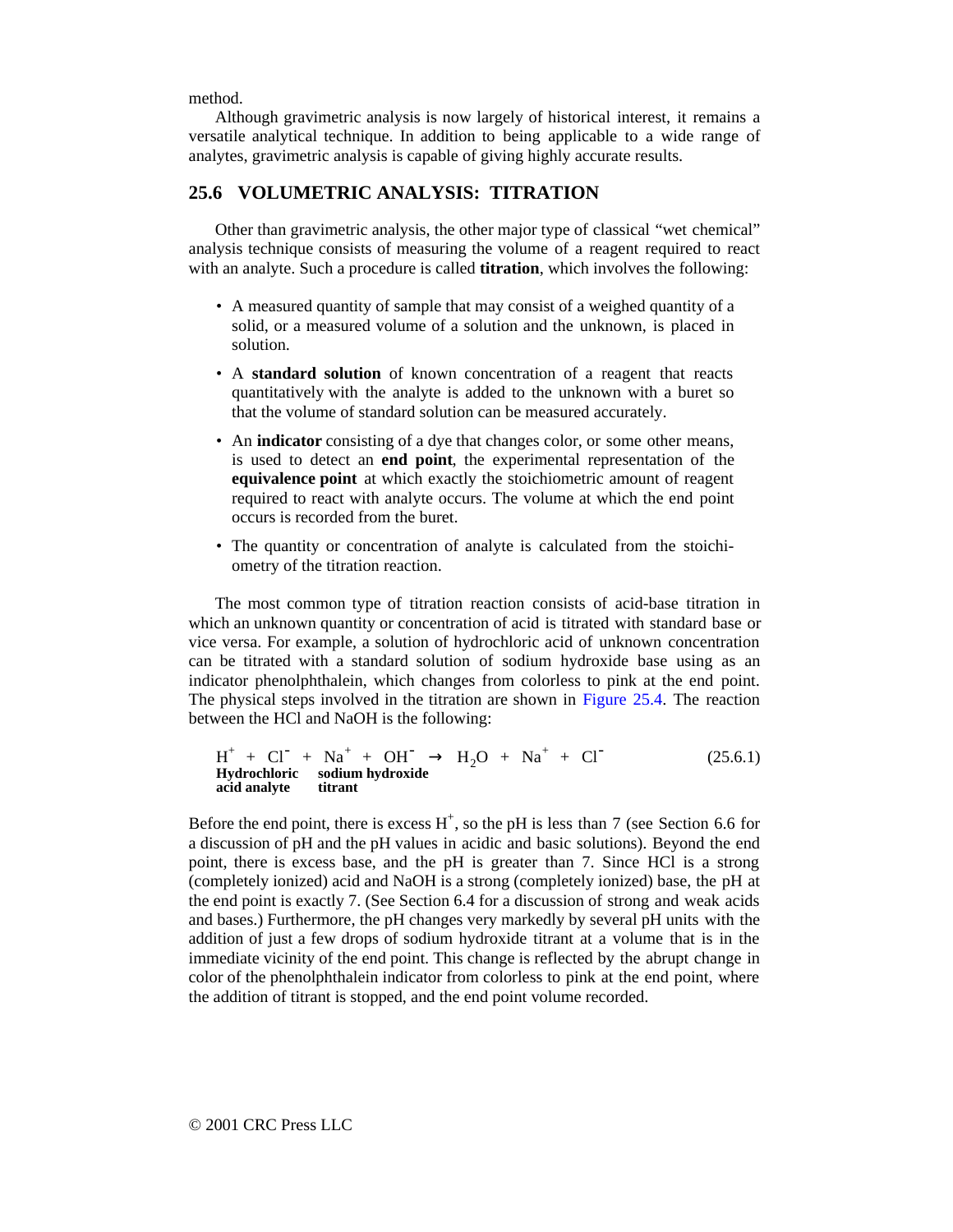method.

Although gravimetric analysis is now largely of historical interest, it remains a versatile analytical technique. In addition to being applicable to a wide range of analytes, gravimetric analysis is capable of giving highly accurate results.

## 25.6 VOLUMETRIC ANALYSIS: TITRATION

Other than gravimetric analysis, the other major type of classical "wet chemical" analysis technique consists of measuring the volume of a reagent required to react with an analyte. Such a procedure is called **titration**, which involves the following:

- A measured quantity of sample that may consist of a weighed quantity of a solid, or a measured volume of a solution and the unknown, is placed in solution.
- A **standard solution** of known concentration of a reagent that reacts quantitatively with the analyte is added to the unknown with a buret so that the volume of standard solution can be measured accurately.
- An **indicator** consisting of a dye that changes color, or some other means, is used to detect an **end point**, the experimental representation of the **equivalence point** at which exactly the stoichiometric amount of reagent required to react with analyte occurs. The volume at which the end point occurs is recorded from the buret.
- The quantity or concentration of analyte is calculated from the stoichiometry of the titration reaction.

The most common type of titration reaction consists of acid-base titration in which an unknown quantity or concentration of acid is titrated with standard base or vice versa. For example, a solution of hydrochloric acid of unknown concentration can be titrated with a standard solution of sodium hydroxide base using as an indicator phenolphthalein, which changes from colorless to pink at the end point. The physical steps involved in the titration are shown in Figure 25.4. The reaction between the HCl and NaOH is the following:

$$\underbrace{H^+ + Cl^-}_{\text{Hydrochloric acid analyte}} + \underbrace{Na^+ + OH^-}_{\text{sodium hydroxide titrant}} \rightarrow H_2O + Na^+ + Cl^- \quad (25.6.1)$$

Before the end point, there is excess $H^+$, so the pH is less than 7 (see Section 6.6 for a discussion of pH and the pH values in acidic and basic solutions). Beyond the end point, there is excess base, and the pH is greater than 7. Since HCl is a strong (completely ionized) acid and NaOH is a strong (completely ionized) base, the pH at the end point is exactly 7. (See Section 6.4 for a discussion of strong and weak acids and bases.) Furthermore, the pH changes very markedly by several pH units with the addition of just a few drops of sodium hydroxide titrant at a volume that is in the immediate vicinity of the end point. This change is reflected by the abrupt change in color of the phenolphthalein indicator from colorless to pink at the end point, where the addition of titrant is stopped, and the end point volume recorded.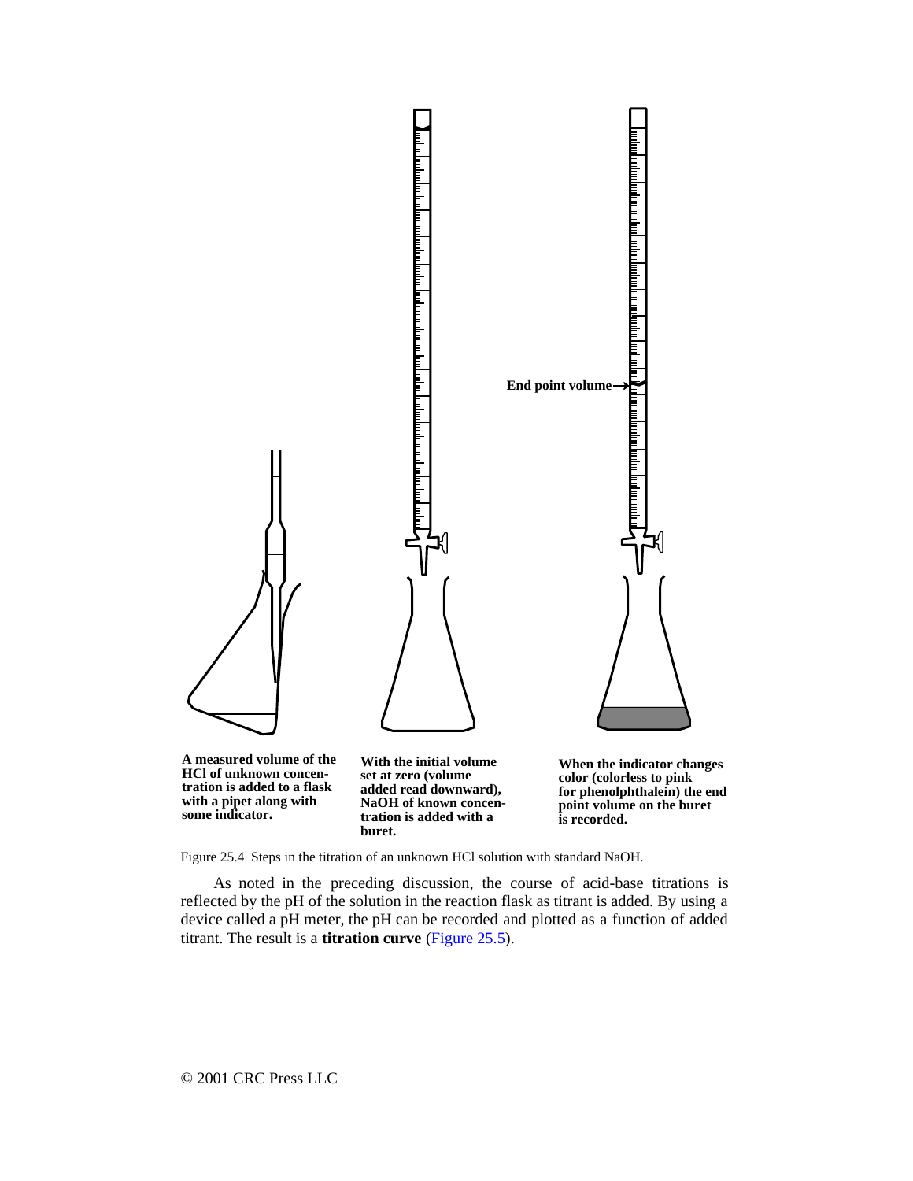End point volume→

A measured volume of the HCl of unknown concentration is added to a flask with a pipet along with some indicator.

With the initial volume set at zero (volume added read downward), NaOH of known concentration is added with a buret.

When the indicator changes color (colorless to pink for phenolphthalein) the end point volume on the buret is recorded.

Figure 25.4 Steps in the titration of an unknown HCl solution with standard NaOH.

As noted in the preceding discussion, the course of acid-base titrations is reflected by the pH of the solution in the reaction flask as titrant is added. By using a device called a pH meter, the pH can be recorded and plotted as a function of added titrant. The result is a **titration curve** (Figure 25.5).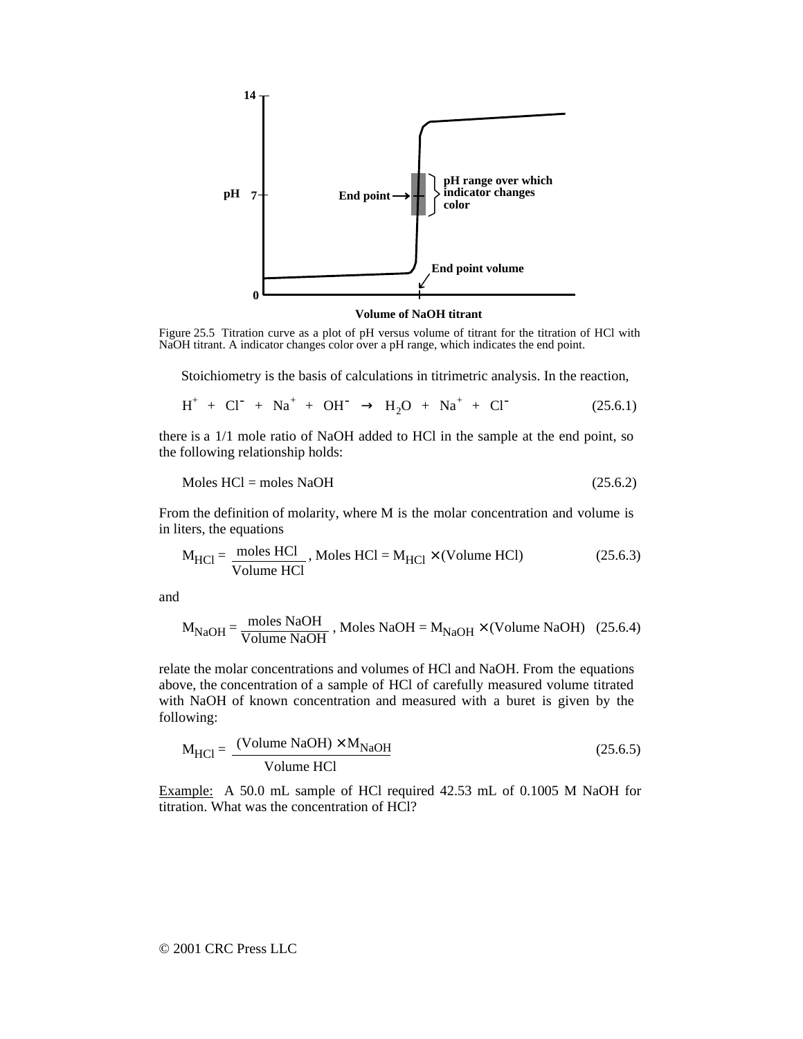Figure 25.5 Titration curve as a plot of pH versus volume of titrant for the titration of HCl with NaOH titrant. A indicator changes color over a pH range, which indicates the end point.

Stoichiometry is the basis of calculations in titrimetric analysis. In the reaction,

$$H^+ + Cl^- + Na^+ + OH^- \rightarrow H_2O + Na^+ + Cl^- \qquad (25.6.1)$$

there is a 1/1 mole ratio of NaOH added to HCl in the sample at the end point, so the following relationship holds:

$$\text{Moles HCl} = \text{moles NaOH} \qquad (25.6.2)$$

From the definition of molarity, where M is the molar concentration and volume is in liters, the equations

$$M_{HCl} = \frac{\text{moles HCl}}{\text{Volume HCl}}, \text{ Moles HCl} = M_{HCl} \times (\text{Volume HCl}) \qquad (25.6.3)$$

and

$$M_{NaOH} = \frac{\text{moles NaOH}}{\text{Volume NaOH}}, \text{ Moles NaOH} = M_{NaOH} \times (\text{Volume NaOH}) \qquad (25.6.4)$$

relate the molar concentrations and volumes of HCl and NaOH. From the equations above, the concentration of a sample of HCl of carefully measured volume titrated with NaOH of known concentration and measured with a buret is given by the following:

$$M_{HCl} = \frac{(\text{Volume NaOH}) \times M_{NaOH}}{\text{Volume HCl}} \qquad (25.6.5)$$

Example: A 50.0 mL sample of HCl required 42.53 mL of 0.1005 M NaOH for titration. What was the concentration of HCl?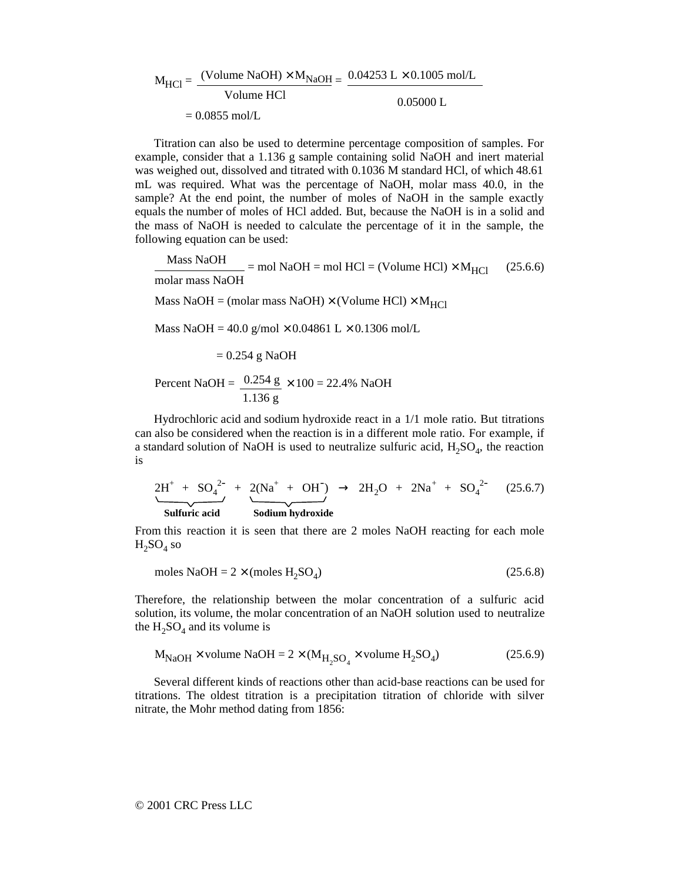$$M_{HCl} = \frac{(\text{Volume NaOH}) \times M_{NaOH}}{\text{Volume HCl}} = \frac{0.04253 \text{ L} \times 0.1005 \text{ mol/L}}{0.05000 \text{ L}}$$

$$= 0.0855 \text{ mol/L}$$

Titration can also be used to determine percentage composition of samples. For example, consider that a 1.136 g sample containing solid NaOH and inert material was weighed out, dissolved and titrated with 0.1036 M standard HCl, of which 48.61 mL was required. What was the percentage of NaOH, molar mass 40.0, in the sample? At the end point, the number of moles of NaOH in the sample exactly equals the number of moles of HCl added. But, because the NaOH is in a solid and the mass of NaOH is needed to calculate the percentage of it in the sample, the following equation can be used:

$$\frac{\text{Mass NaOH}}{\text{molar mass NaOH}} = \text{mol NaOH} = \text{mol HCl} = (\text{Volume HCl}) \times M_{HCl} \quad (25.6.6)$$

$$\text{Mass NaOH} = (\text{molar mass NaOH}) \times (\text{Volume HCl}) \times M_{HCl}$$

$$\text{Mass NaOH} = 40.0 \text{ g/mol} \times 0.04861 \text{ L} \times 0.1306 \text{ mol/L}$$

$$= 0.254 \text{ g NaOH}$$

$$\text{Percent NaOH} = \frac{0.254 \text{ g}}{1.136 \text{ g}} \times 100 = 22.4\% \text{ NaOH}$$

Hydrochloric acid and sodium hydroxide react in a 1/1 mole ratio. But titrations can also be considered when the reaction is in a different mole ratio. For example, if a standard solution of NaOH is used to neutralize sulfuric acid, $H_2SO_4$, the reaction is

$$\underbrace{2H^+ + SO_4^{2-}}_{\textbf{Sulfuric acid}} + \underbrace{2(Na^+ + OH^-)}_{\textbf{Sodium hydroxide}} \rightarrow 2H_2O + 2Na^+ + SO_4^{2-} \quad (25.6.7)$$

From this reaction it is seen that there are 2 moles NaOH reacting for each mole $H_2SO_4$ so

$$\text{moles NaOH} = 2 \times (\text{moles } H_2SO_4) \quad (25.6.8)$$

Therefore, the relationship between the molar concentration of a sulfuric acid solution, its volume, the molar concentration of an NaOH solution used to neutralize the $H_2SO_4$ and its volume is

$$M_{NaOH} \times \text{volume NaOH} = 2 \times (M_{H_2SO_4} \times \text{volume } H_2SO_4) \quad (25.6.9)$$

Several different kinds of reactions other than acid-base reactions can be used for titrations. The oldest titration is a precipitation titration of chloride with silver nitrate, the Mohr method dating from 1856: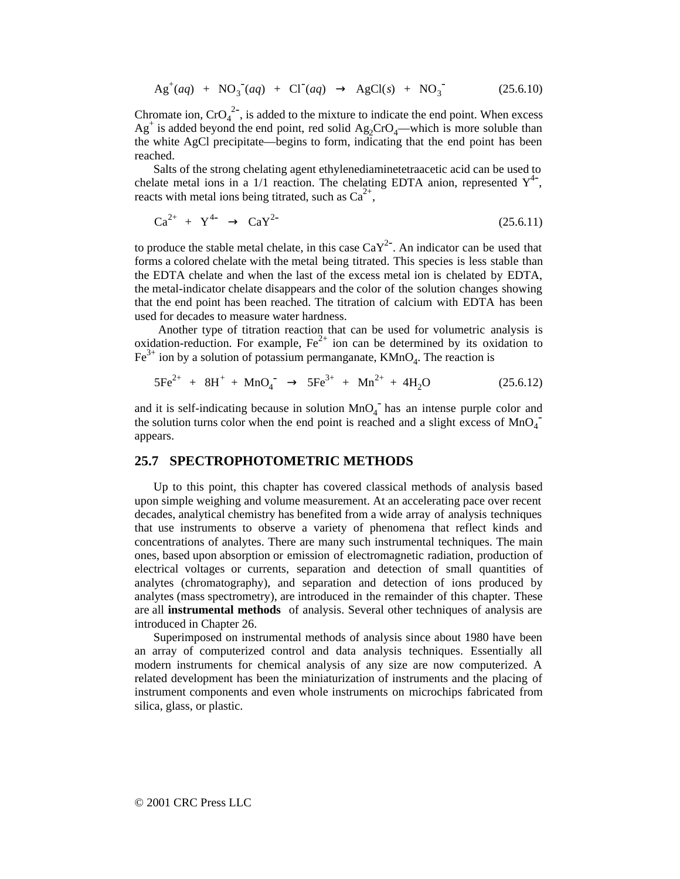$$Ag^+(aq) + NO_3^-(aq) + Cl^-(aq) \rightarrow AgCl(s) + NO_3^- \qquad (25.6.10)$$

Chromate ion, $CrO_4^{2-}$, is added to the mixture to indicate the end point. When excess $Ag^+$ is added beyond the end point, red solid $Ag_2CrO_4$—which is more soluble than the white AgCl precipitate—begins to form, indicating that the end point has been reached.

Salts of the strong chelating agent ethylenediaminetetraacetic acid can be used to chelate metal ions in a 1/1 reaction. The chelating EDTA anion, represented $Y^{4-}$, reacts with metal ions being titrated, such as $Ca^{2+}$,

$$Ca^{2+} + Y^{4-} \rightarrow CaY^{2-} \qquad (25.6.11)$$

to produce the stable metal chelate, in this case $CaY^{2-}$. An indicator can be used that forms a colored chelate with the metal being titrated. This species is less stable than the EDTA chelate and when the last of the excess metal ion is chelated by EDTA, the metal-indicator chelate disappears and the color of the solution changes showing that the end point has been reached. The titration of calcium with EDTA has been used for decades to measure water hardness.

Another type of titration reaction that can be used for volumetric analysis is oxidation-reduction. For example, $Fe^{2+}$ ion can be determined by its oxidation to $Fe^{3+}$ ion by a solution of potassium permanganate, $KMnO_4$. The reaction is

$$5Fe^{2+} + 8H^+ + MnO_4^- \rightarrow 5Fe^{3+} + Mn^{2+} + 4H_2O \qquad (25.6.12)$$

and it is self-indicating because in solution $MnO_4^-$ has an intense purple color and the solution turns color when the end point is reached and a slight excess of $MnO_4^-$ appears.

## 25.7 SPECTROPHOTOMETRIC METHODS

Up to this point, this chapter has covered classical methods of analysis based upon simple weighing and volume measurement. At an accelerating pace over recent decades, analytical chemistry has benefited from a wide array of analysis techniques that use instruments to observe a variety of phenomena that reflect kinds and concentrations of analytes. There are many such instrumental techniques. The main ones, based upon absorption or emission of electromagnetic radiation, production of electrical voltages or currents, separation and detection of small quantities of analytes (chromatography), and separation and detection of ions produced by analytes (mass spectrometry), are introduced in the remainder of this chapter. These are all **instrumental methods** of analysis. Several other techniques of analysis are introduced in Chapter 26.

Superimposed on instrumental methods of analysis since about 1980 have been an array of computerized control and data analysis techniques. Essentially all modern instruments for chemical analysis of any size are now computerized. A related development has been the miniaturization of instruments and the placing of instrument components and even whole instruments on microchips fabricated from silica, glass, or plastic.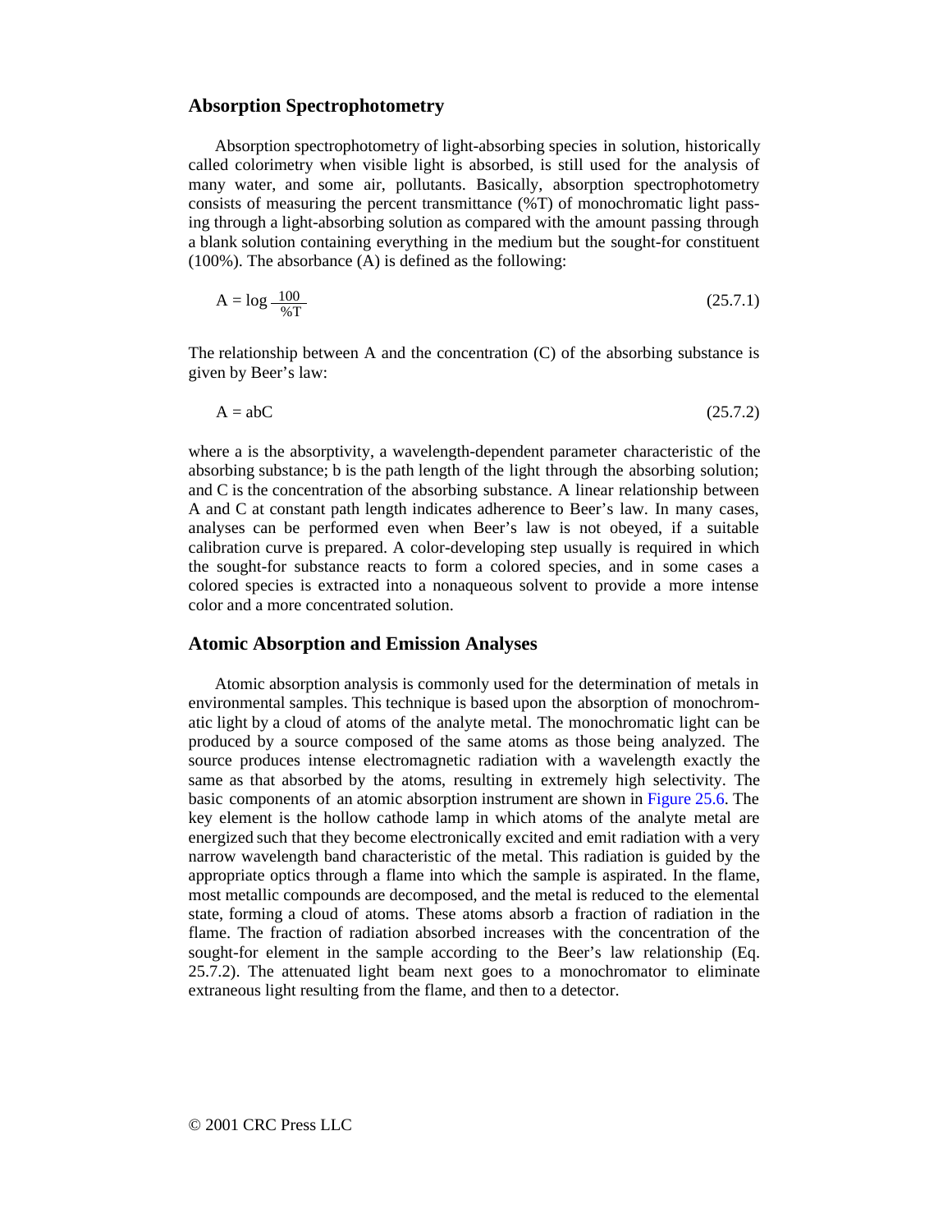## Absorption Spectrophotometry

Absorption spectrophotometry of light-absorbing species in solution, historically called colorimetry when visible light is absorbed, is still used for the analysis of many water, and some air, pollutants. Basically, absorption spectrophotometry consists of measuring the percent transmittance (%T) of monochromatic light passing through a light-absorbing solution as compared with the amount passing through a blank solution containing everything in the medium but the sought-for constituent (100%). The absorbance (A) is defined as the following:

$$A = \log \frac{100}{\%T} \qquad (25.7.1)$$

The relationship between A and the concentration (C) of the absorbing substance is given by Beer's law:

$$A = abC \qquad (25.7.2)$$

where a is the absorptivity, a wavelength-dependent parameter characteristic of the absorbing substance; b is the path length of the light through the absorbing solution; and C is the concentration of the absorbing substance. A linear relationship between A and C at constant path length indicates adherence to Beer's law. In many cases, analyses can be performed even when Beer's law is not obeyed, if a suitable calibration curve is prepared. A color-developing step usually is required in which the sought-for substance reacts to form a colored species, and in some cases a colored species is extracted into a nonaqueous solvent to provide a more intense color and a more concentrated solution.

## Atomic Absorption and Emission Analyses

Atomic absorption analysis is commonly used for the determination of metals in environmental samples. This technique is based upon the absorption of monochromatic light by a cloud of atoms of the analyte metal. The monochromatic light can be produced by a source composed of the same atoms as those being analyzed. The source produces intense electromagnetic radiation with a wavelength exactly the same as that absorbed by the atoms, resulting in extremely high selectivity. The basic components of an atomic absorption instrument are shown in Figure 25.6. The key element is the hollow cathode lamp in which atoms of the analyte metal are energized such that they become electronically excited and emit radiation with a very narrow wavelength band characteristic of the metal. This radiation is guided by the appropriate optics through a flame into which the sample is aspirated. In the flame, most metallic compounds are decomposed, and the metal is reduced to the elemental state, forming a cloud of atoms. These atoms absorb a fraction of radiation in the flame. The fraction of radiation absorbed increases with the concentration of the sought-for element in the sample according to the Beer's law relationship (Eq. 25.7.2). The attenuated light beam next goes to a monochromator to eliminate extraneous light resulting from the flame, and then to a detector.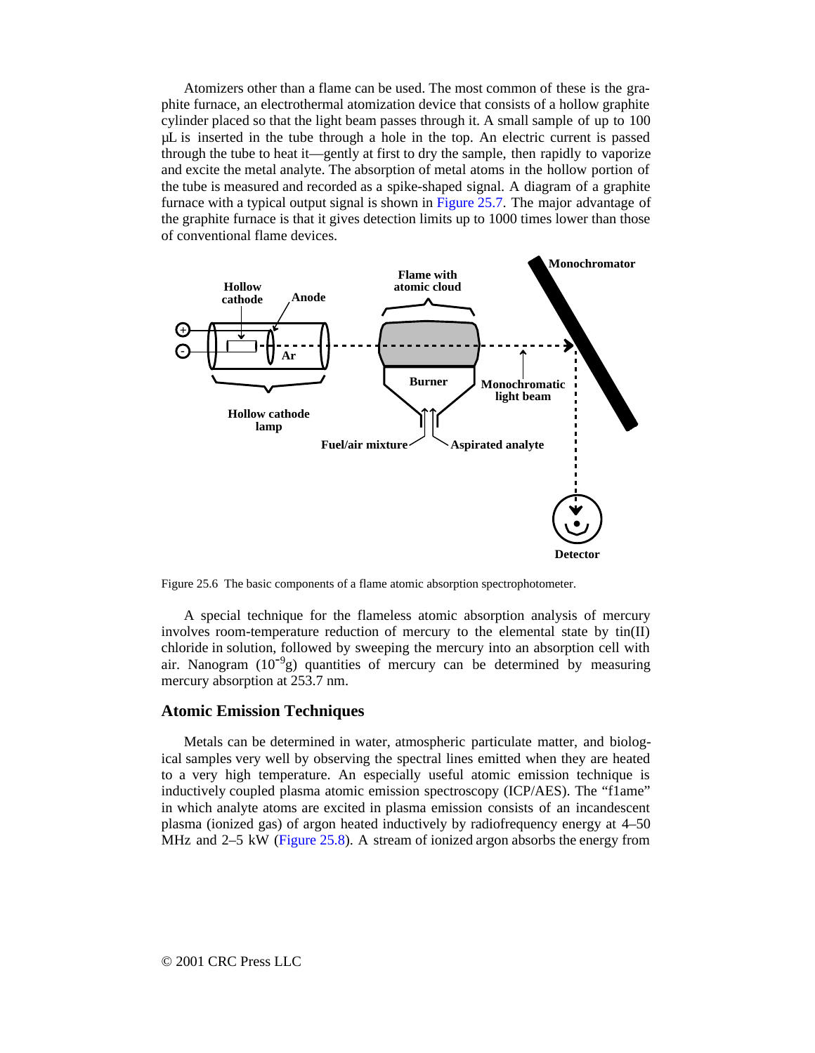Atomizers other than a flame can be used. The most common of these is the graphite furnace, an electrothermal atomization device that consists of a hollow graphite cylinder placed so that the light beam passes through it. A small sample of up to 100 μL is inserted in the tube through a hole in the top. An electric current is passed through the tube to heat it—gently at first to dry the sample, then rapidly to vaporize and excite the metal analyte. The absorption of metal atoms in the hollow portion of the tube is measured and recorded as a spike-shaped signal. A diagram of a graphite furnace with a typical output signal is shown in Figure 25.7. The major advantage of the graphite furnace is that it gives detection limits up to 1000 times lower than those of conventional flame devices.

Figure 25.6 The basic components of a flame atomic absorption spectrophotometer.

A special technique for the flameless atomic absorption analysis of mercury involves room-temperature reduction of mercury to the elemental state by tin(II) chloride in solution, followed by sweeping the mercury into an absorption cell with air. Nanogram ($10^{-9}$g) quantities of mercury can be determined by measuring mercury absorption at 253.7 nm.

## Atomic Emission Techniques

Metals can be determined in water, atmospheric particulate matter, and biological samples very well by observing the spectral lines emitted when they are heated to a very high temperature. An especially useful atomic emission technique is inductively coupled plasma atomic emission spectroscopy (ICP/AES). The "f1ame" in which analyte atoms are excited in plasma emission consists of an incandescent plasma (ionized gas) of argon heated inductively by radiofrequency energy at 4–50 MHz and 2–5 kW (Figure 25.8). A stream of ionized argon absorbs the energy from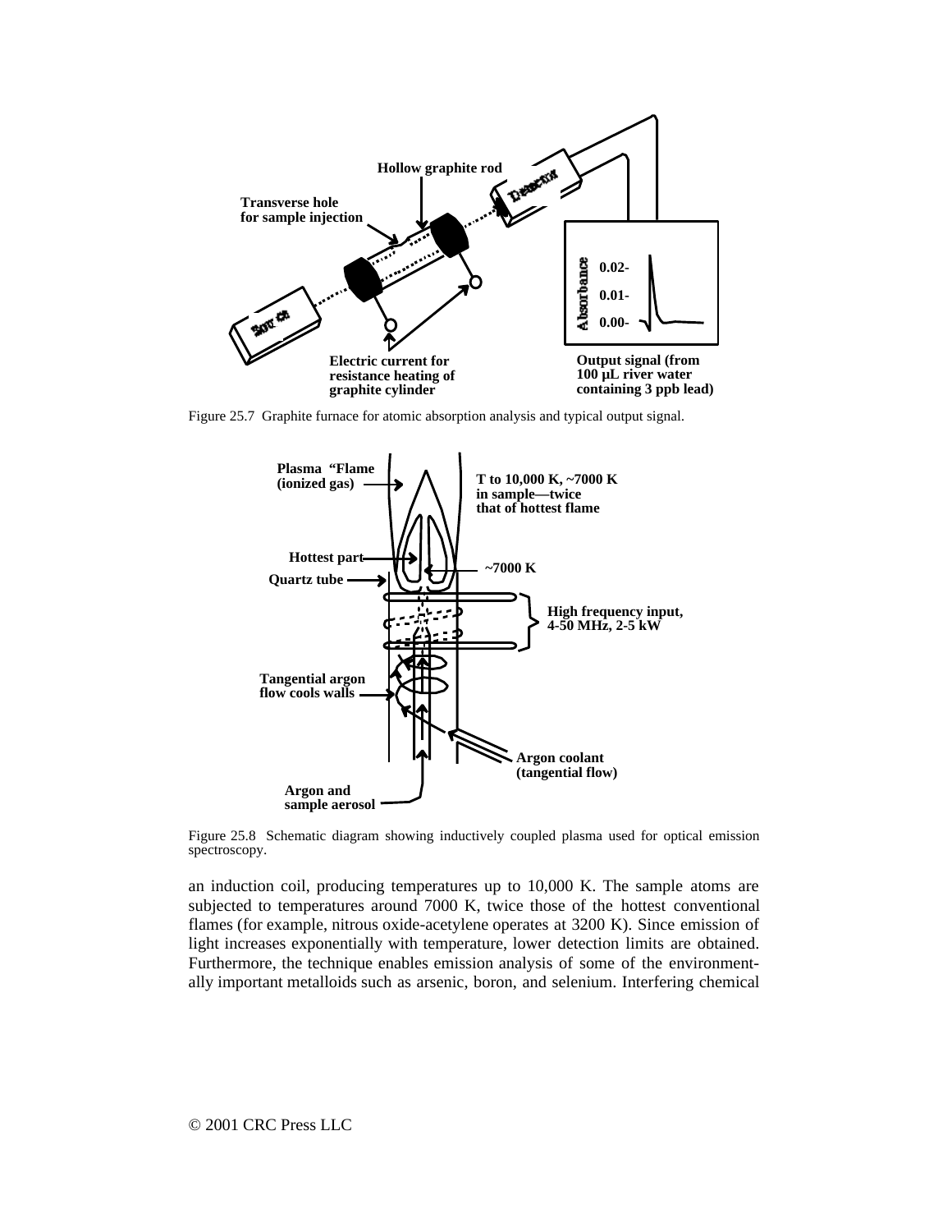Figure 25.7 Graphite furnace for atomic absorption analysis and typical output signal.

Figure 25.8 Schematic diagram showing inductively coupled plasma used for optical emission spectroscopy.

an induction coil, producing temperatures up to 10,000 K. The sample atoms are subjected to temperatures around 7000 K, twice those of the hottest conventional flames (for example, nitrous oxide-acetylene operates at 3200 K). Since emission of light increases exponentially with temperature, lower detection limits are obtained. Furthermore, the technique enables emission analysis of some of the environmentally important metalloids such as arsenic, boron, and selenium. Interfering chemical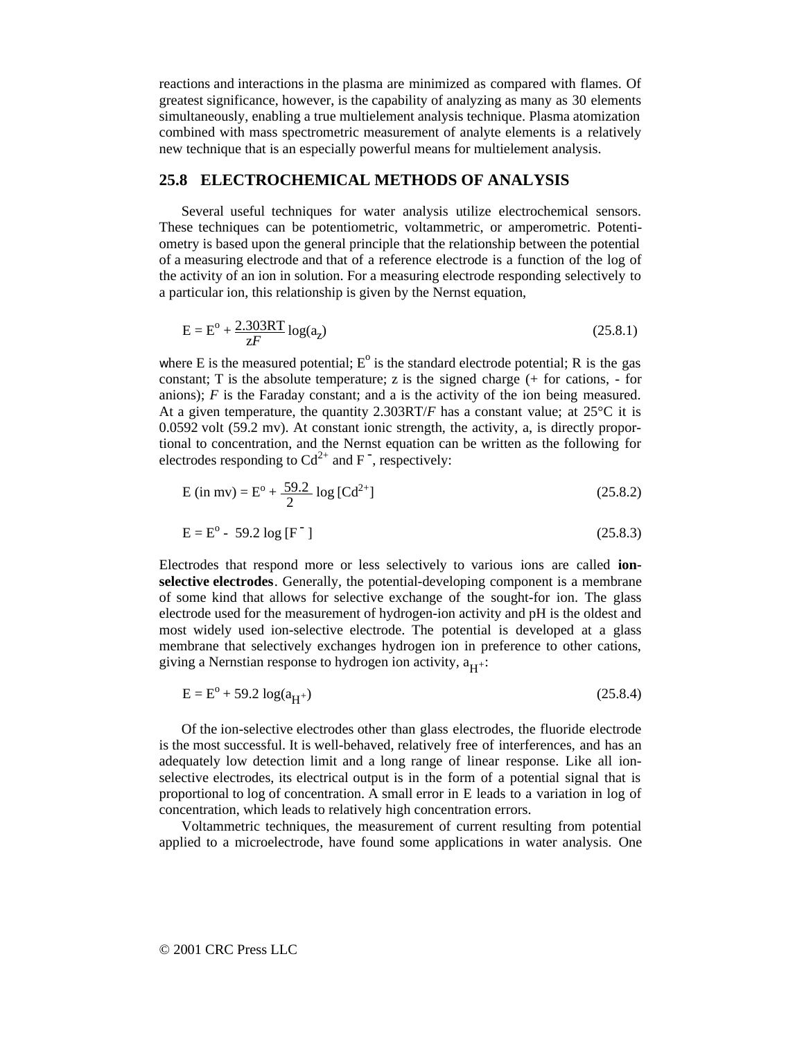reactions and interactions in the plasma are minimized as compared with flames. Of greatest significance, however, is the capability of analyzing as many as 30 elements simultaneously, enabling a true multielement analysis technique. Plasma atomization combined with mass spectrometric measurement of analyte elements is a relatively new technique that is an especially powerful means for multielement analysis.

## 25.8 ELECTROCHEMICAL METHODS OF ANALYSIS

Several useful techniques for water analysis utilize electrochemical sensors. These techniques can be potentiometric, voltammetric, or amperometric. Potentiometry is based upon the general principle that the relationship between the potential of a measuring electrode and that of a reference electrode is a function of the log of the activity of an ion in solution. For a measuring electrode responding selectively to a particular ion, this relationship is given by the Nernst equation,

$$E = E^o + \frac{2.303RT}{zF}\log(a_z) \qquad (25.8.1)$$

where E is the measured potential; $E^o$ is the standard electrode potential; R is the gas constant; T is the absolute temperature; z is the signed charge (+ for cations, - for anions); $F$ is the Faraday constant; and a is the activity of the ion being measured. At a given temperature, the quantity $2.303RT/F$ has a constant value; at 25°C it is 0.0592 volt (59.2 mv). At constant ionic strength, the activity, a, is directly proportional to concentration, and the Nernst equation can be written as the following for electrodes responding to $Cd^{2+}$ and $F^-$, respectively:

$$E \text{ (in mv)} = E^o + \frac{59.2}{2}\log[Cd^{2+}] \qquad (25.8.2)$$

$$E = E^o - 59.2\log[F^-] \qquad (25.8.3)$$

Electrodes that respond more or less selectively to various ions are called **ion-selective electrodes**. Generally, the potential-developing component is a membrane of some kind that allows for selective exchange of the sought-for ion. The glass electrode used for the measurement of hydrogen-ion activity and pH is the oldest and most widely used ion-selective electrode. The potential is developed at a glass membrane that selectively exchanges hydrogen ion in preference to other cations, giving a Nernstian response to hydrogen ion activity, $a_{H^+}$:

$$E = E^o + 59.2\log(a_{H^+}) \qquad (25.8.4)$$

Of the ion-selective electrodes other than glass electrodes, the fluoride electrode is the most successful. It is well-behaved, relatively free of interferences, and has an adequately low detection limit and a long range of linear response. Like all ion-selective electrodes, its electrical output is in the form of a potential signal that is proportional to log of concentration. A small error in E leads to a variation in log of concentration, which leads to relatively high concentration errors.

Voltammetric techniques, the measurement of current resulting from potential applied to a microelectrode, have found some applications in water analysis. One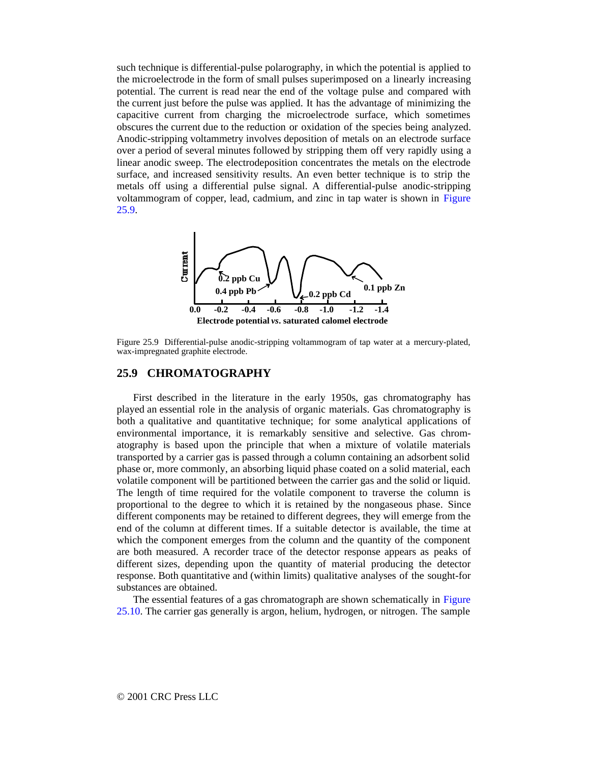such technique is differential-pulse polarography, in which the potential is applied to the microelectrode in the form of small pulses superimposed on a linearly increasing potential. The current is read near the end of the voltage pulse and compared with the current just before the pulse was applied. It has the advantage of minimizing the capacitive current from charging the microelectrode surface, which sometimes obscures the current due to the reduction or oxidation of the species being analyzed. Anodic-stripping voltammetry involves deposition of metals on an electrode surface over a period of several minutes followed by stripping them off very rapidly using a linear anodic sweep. The electrodeposition concentrates the metals on the electrode surface, and increased sensitivity results. An even better technique is to strip the metals off using a differential pulse signal. A differential-pulse anodic-stripping voltammogram of copper, lead, cadmium, and zinc in tap water is shown in Figure 25.9.

Figure 25.9 Differential-pulse anodic-stripping voltammogram of tap water at a mercury-plated, wax-impregnated graphite electrode.

## 25.9 CHROMATOGRAPHY

First described in the literature in the early 1950s, gas chromatography has played an essential role in the analysis of organic materials. Gas chromatography is both a qualitative and quantitative technique; for some analytical applications of environmental importance, it is remarkably sensitive and selective. Gas chromatography is based upon the principle that when a mixture of volatile materials transported by a carrier gas is passed through a column containing an adsorbent solid phase or, more commonly, an absorbing liquid phase coated on a solid material, each volatile component will be partitioned between the carrier gas and the solid or liquid. The length of time required for the volatile component to traverse the column is proportional to the degree to which it is retained by the nongaseous phase. Since different components may be retained to different degrees, they will emerge from the end of the column at different times. If a suitable detector is available, the time at which the component emerges from the column and the quantity of the component are both measured. A recorder trace of the detector response appears as peaks of different sizes, depending upon the quantity of material producing the detector response. Both quantitative and (within limits) qualitative analyses of the sought-for substances are obtained.

The essential features of a gas chromatograph are shown schematically in Figure 25.10. The carrier gas generally is argon, helium, hydrogen, or nitrogen. The sample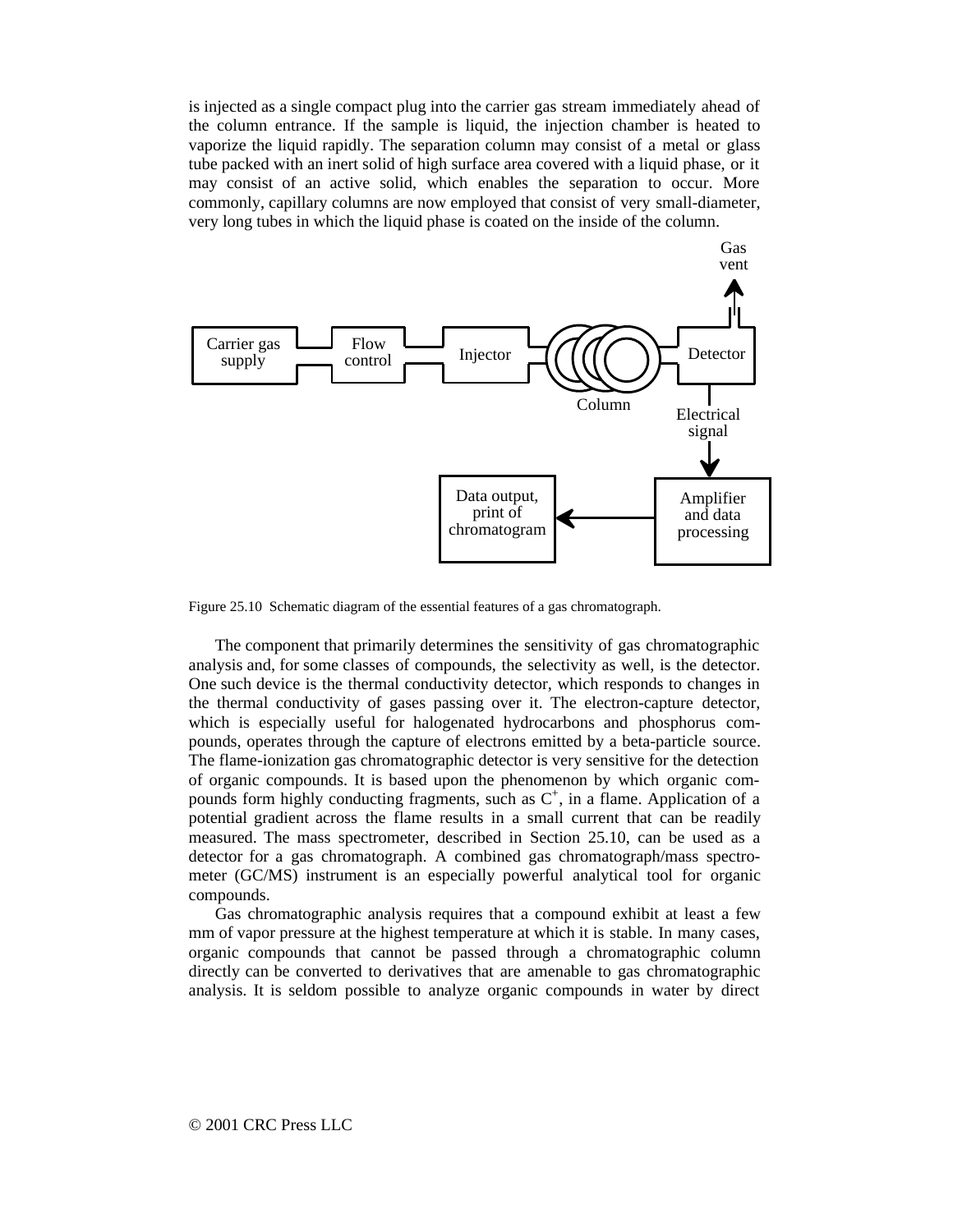is injected as a single compact plug into the carrier gas stream immediately ahead of the column entrance. If the sample is liquid, the injection chamber is heated to vaporize the liquid rapidly. The separation column may consist of a metal or glass tube packed with an inert solid of high surface area covered with a liquid phase, or it may consist of an active solid, which enables the separation to occur. More commonly, capillary columns are now employed that consist of very small-diameter, very long tubes in which the liquid phase is coated on the inside of the column.

Figure 25.10 Schematic diagram of the essential features of a gas chromatograph.

The component that primarily determines the sensitivity of gas chromatographic analysis and, for some classes of compounds, the selectivity as well, is the detector. One such device is the thermal conductivity detector, which responds to changes in the thermal conductivity of gases passing over it. The electron-capture detector, which is especially useful for halogenated hydrocarbons and phosphorus compounds, operates through the capture of electrons emitted by a beta-particle source. The flame-ionization gas chromatographic detector is very sensitive for the detection of organic compounds. It is based upon the phenomenon by which organic compounds form highly conducting fragments, such as $C^+$, in a flame. Application of a potential gradient across the flame results in a small current that can be readily measured. The mass spectrometer, described in Section 25.10, can be used as a detector for a gas chromatograph. A combined gas chromatograph/mass spectrometer (GC/MS) instrument is an especially powerful analytical tool for organic compounds.

Gas chromatographic analysis requires that a compound exhibit at least a few mm of vapor pressure at the highest temperature at which it is stable. In many cases, organic compounds that cannot be passed through a chromatographic column directly can be converted to derivatives that are amenable to gas chromatographic analysis. It is seldom possible to analyze organic compounds in water by direct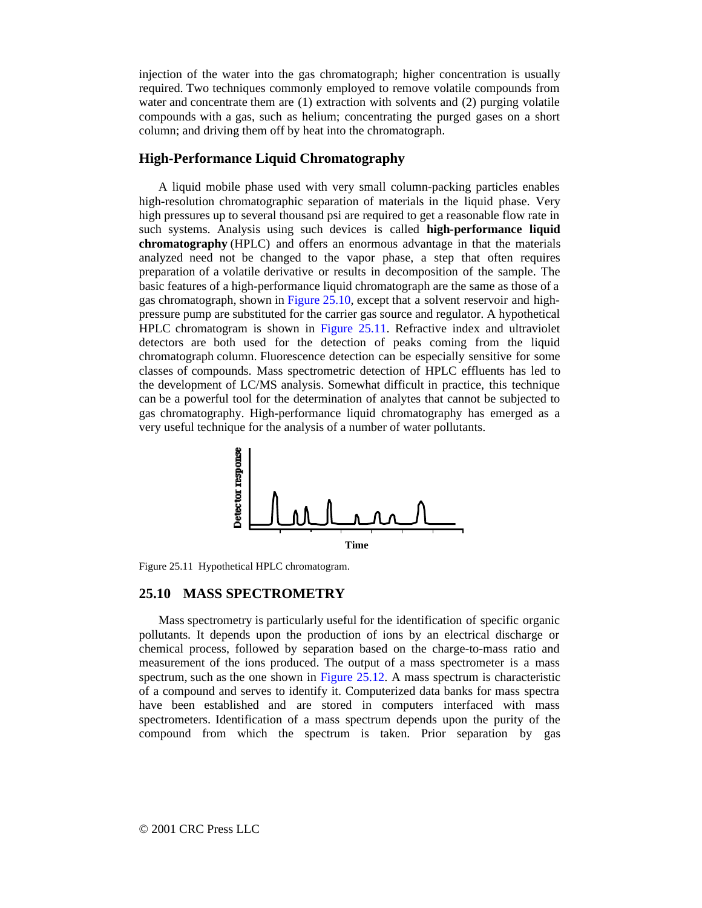injection of the water into the gas chromatograph; higher concentration is usually required. Two techniques commonly employed to remove volatile compounds from water and concentrate them are (1) extraction with solvents and (2) purging volatile compounds with a gas, such as helium; concentrating the purged gases on a short column; and driving them off by heat into the chromatograph.

### High-Performance Liquid Chromatography

A liquid mobile phase used with very small column-packing particles enables high-resolution chromatographic separation of materials in the liquid phase. Very high pressures up to several thousand psi are required to get a reasonable flow rate in such systems. Analysis using such devices is called **high-performance liquid chromatography** (HPLC) and offers an enormous advantage in that the materials analyzed need not be changed to the vapor phase, a step that often requires preparation of a volatile derivative or results in decomposition of the sample. The basic features of a high-performance liquid chromatograph are the same as those of a gas chromatograph, shown in Figure 25.10, except that a solvent reservoir and high-pressure pump are substituted for the carrier gas source and regulator. A hypothetical HPLC chromatogram is shown in Figure 25.11. Refractive index and ultraviolet detectors are both used for the detection of peaks coming from the liquid chromatograph column. Fluorescence detection can be especially sensitive for some classes of compounds. Mass spectrometric detection of HPLC effluents has led to the development of LC/MS analysis. Somewhat difficult in practice, this technique can be a powerful tool for the determination of analytes that cannot be subjected to gas chromatography. High-performance liquid chromatography has emerged as a very useful technique for the analysis of a number of water pollutants.

Detector response

Time

Figure 25.11 Hypothetical HPLC chromatogram.

## 25.10 MASS SPECTROMETRY

Mass spectrometry is particularly useful for the identification of specific organic pollutants. It depends upon the production of ions by an electrical discharge or chemical process, followed by separation based on the charge-to-mass ratio and measurement of the ions produced. The output of a mass spectrometer is a mass spectrum, such as the one shown in Figure 25.12. A mass spectrum is characteristic of a compound and serves to identify it. Computerized data banks for mass spectra have been established and are stored in computers interfaced with mass spectrometers. Identification of a mass spectrum depends upon the purity of the compound from which the spectrum is taken. Prior separation by gas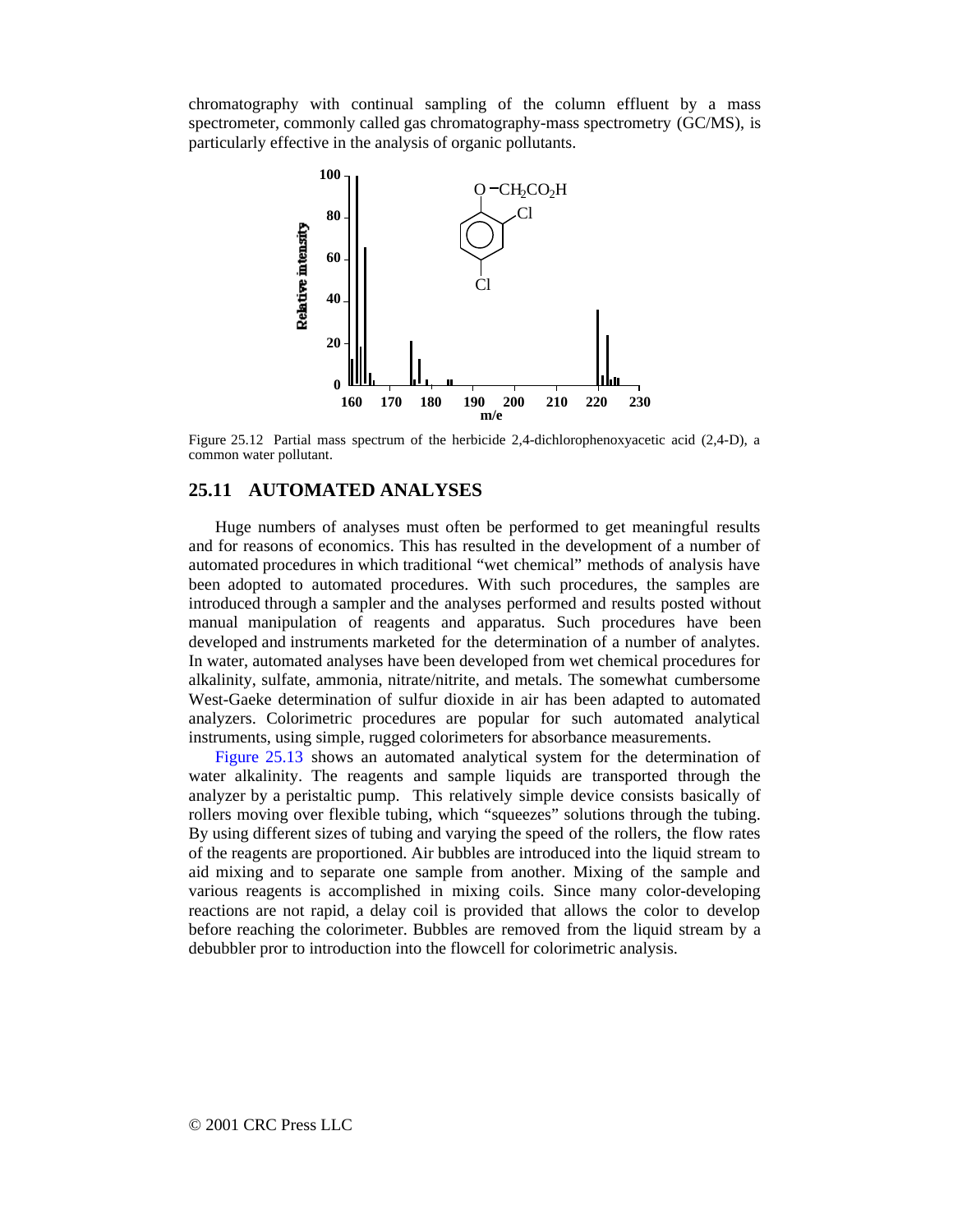chromatography with continual sampling of the column effluent by a mass spectrometer, commonly called gas chromatography-mass spectrometry (GC/MS), is particularly effective in the analysis of organic pollutants.

Relative intensity

100
80
60
40
20
0

160 170 180 190 200 210 220 230

m/e

O − $CH_2CO_2H$
Cl
Cl

Figure 25.12 Partial mass spectrum of the herbicide 2,4-dichlorophenoxyacetic acid (2,4-D), a common water pollutant.

## 25.11 AUTOMATED ANALYSES

Huge numbers of analyses must often be performed to get meaningful results and for reasons of economics. This has resulted in the development of a number of automated procedures in which traditional “wet chemical” methods of analysis have been adopted to automated procedures. With such procedures, the samples are introduced through a sampler and the analyses performed and results posted without manual manipulation of reagents and apparatus. Such procedures have been developed and instruments marketed for the determination of a number of analytes. In water, automated analyses have been developed from wet chemical procedures for alkalinity, sulfate, ammonia, nitrate/nitrite, and metals. The somewhat cumbersome West-Gaeke determination of sulfur dioxide in air has been adapted to automated analyzers. Colorimetric procedures are popular for such automated analytical instruments, using simple, rugged colorimeters for absorbance measurements.

Figure 25.13 shows an automated analytical system for the determination of water alkalinity. The reagents and sample liquids are transported through the analyzer by a peristaltic pump. This relatively simple device consists basically of rollers moving over flexible tubing, which “squeezes” solutions through the tubing. By using different sizes of tubing and varying the speed of the rollers, the flow rates of the reagents are proportioned. Air bubbles are introduced into the liquid stream to aid mixing and to separate one sample from another. Mixing of the sample and various reagents is accomplished in mixing coils. Since many color-developing reactions are not rapid, a delay coil is provided that allows the color to develop before reaching the colorimeter. Bubbles are removed from the liquid stream by a debubbler pror to introduction into the flowcell for colorimetric analysis.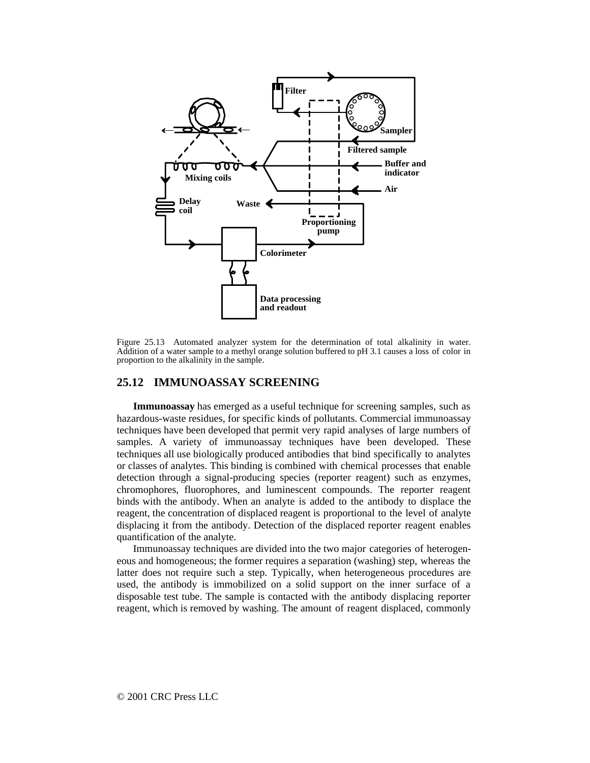Figure 25.13 Automated analyzer system for the determination of total alkalinity in water. Addition of a water sample to a methyl orange solution buffered to pH 3.1 causes a loss of color in proportion to the alkalinity in the sample.

## 25.12 IMMUNOASSAY SCREENING

**Immunoassay** has emerged as a useful technique for screening samples, such as hazardous-waste residues, for specific kinds of pollutants. Commercial immunoassay techniques have been developed that permit very rapid analyses of large numbers of samples. A variety of immunoassay techniques have been developed. These techniques all use biologically produced antibodies that bind specifically to analytes or classes of analytes. This binding is combined with chemical processes that enable detection through a signal-producing species (reporter reagent) such as enzymes, chromophores, fluorophores, and luminescent compounds. The reporter reagent binds with the antibody. When an analyte is added to the antibody to displace the reagent, the concentration of displaced reagent is proportional to the level of analyte displacing it from the antibody. Detection of the displaced reporter reagent enables quantification of the analyte.

Immunoassay techniques are divided into the two major categories of heterogeneous and homogeneous; the former requires a separation (washing) step, whereas the latter does not require such a step. Typically, when heterogeneous procedures are used, the antibody is immobilized on a solid support on the inner surface of a disposable test tube. The sample is contacted with the antibody displacing reporter reagent, which is removed by washing. The amount of reagent displaced, commonly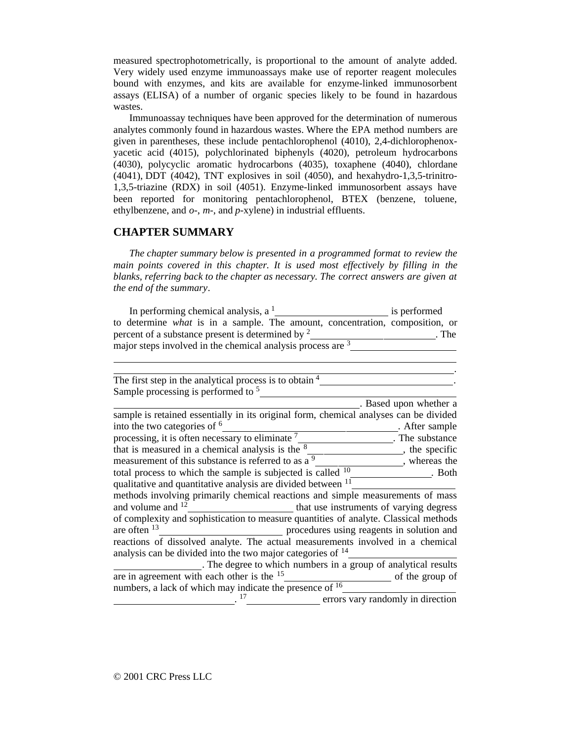measured spectrophotometrically, is proportional to the amount of analyte added. Very widely used enzyme immunoassays make use of reporter reagent molecules bound with enzymes, and kits are available for enzyme-linked immunosorbent assays (ELISA) of a number of organic species likely to be found in hazardous wastes.

Immunoassay techniques have been approved for the determination of numerous analytes commonly found in hazardous wastes. Where the EPA method numbers are given in parentheses, these include pentachlorophenol (4010), 2,4-dichlorophenoxyacetic acid (4015), polychlorinated biphenyls (4020), petroleum hydrocarbons (4030), polycyclic aromatic hydrocarbons (4035), toxaphene (4040), chlordane (4041), DDT (4042), TNT explosives in soil (4050), and hexahydro-1,3,5-trinitro-1,3,5-triazine (RDX) in soil (4051). Enzyme-linked immunosorbent assays have been reported for monitoring pentachlorophenol, BTEX (benzene, toluene, ethylbenzene, and *o*-, *m*-, and *p*-xylene) in industrial effluents.

## CHAPTER SUMMARY

*The chapter summary below is presented in a programmed format to review the main points covered in this chapter. It is used most effectively by filling in the blanks, referring back to the chapter as necessary. The correct answers are given at the end of the summary.*

In performing chemical analysis, a [1] ______________________ is performed to determine *what* is in a sample. The amount, concentration, composition, or percent of a substance present is determined by [2] ________________________. The major steps involved in the chemical analysis process are [3] ____________________ ________________________________________________________________________ ________________________________________________________________________. The first step in the analytical process is to obtain [4] __________________________. Sample processing is performed to [5] ____________________________________________ ________________________________________________. Based upon whether a sample is retained essentially in its original form, chemical analyses can be divided into the two categories of [6] ____________________________________. After sample processing, it is often necessary to eliminate [7] ___________________. The substance that is measured in a chemical analysis is the [8] _____________________, the specific measurement of this substance is referred to as a [9] ____________________, whereas the total process to which the sample is subjected is called [10] ________________. Both qualitative and quantitative analysis are divided between [11] __________________ methods involving primarily chemical reactions and simple measurements of mass and volume and [12] _____________________ that use instruments of varying degress of complexity and sophistication to measure quantities of analyte. Classical methods are often [13] ________________________ procedures using reagents in solution and reactions of dissolved analyte. The actual measurements involved in a chemical analysis can be divided into the two major categories of [14] ____________________ _________________. The degree to which numbers in a group of analytical results are in agreement with each other is the [15] _____________________ of the group of numbers, a lack of which may indicate the presence of [16] _____________________ ________________________. [17] _______________ errors vary randomly in direction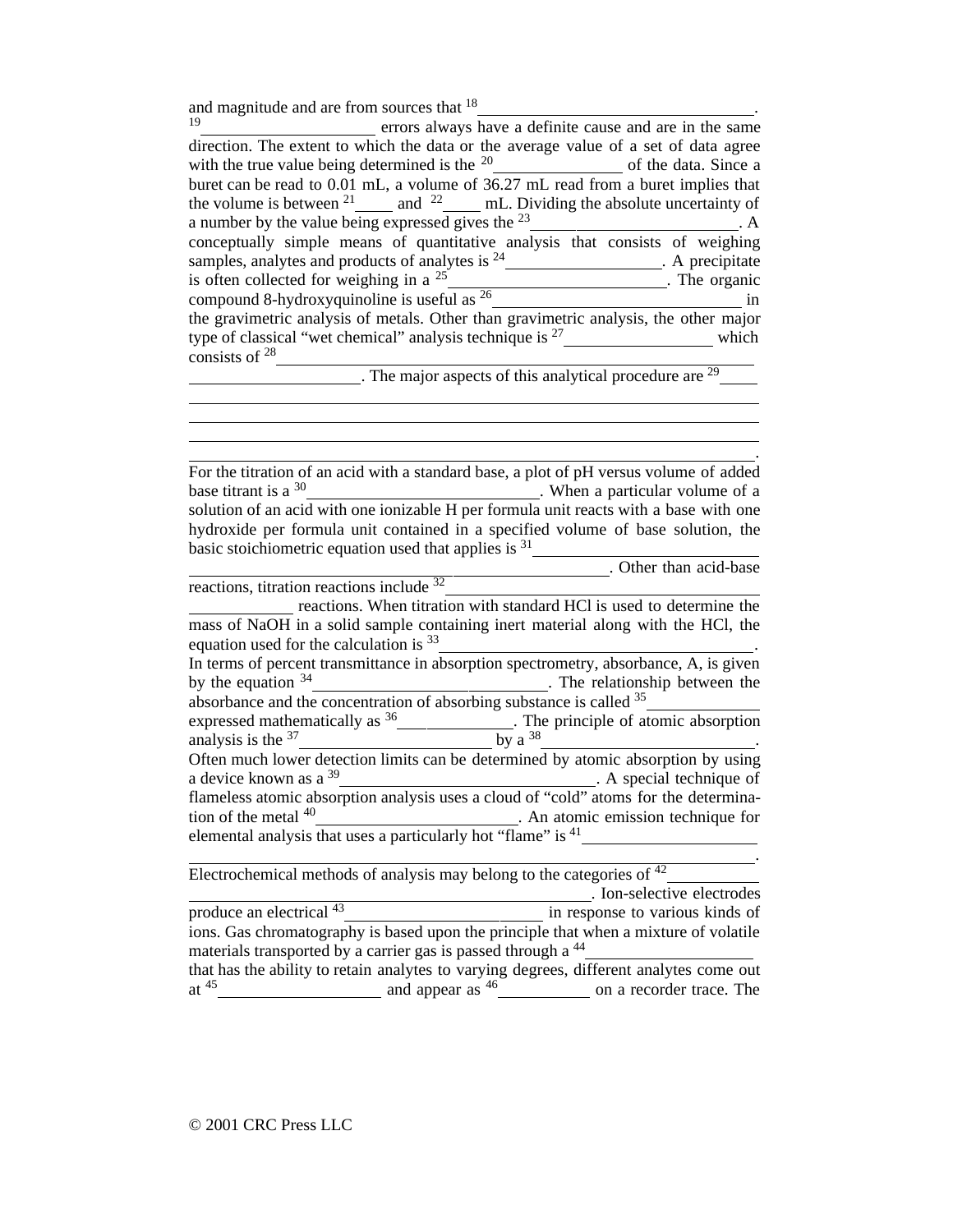and magnitude and are from sources that [18]\_\_\_\_\_\_\_\_\_\_\_\_\_\_\_\_\_\_\_\_\_\_\_\_\_\_\_\_\_\_\_\_.
[19]\_\_\_\_\_\_\_\_\_\_\_\_\_\_\_\_\_\_\_\_ errors always have a definite cause and are in the same direction. The extent to which the data or the average value of a set of data agree with the true value being determined is the [20]\_\_\_\_\_\_\_\_\_\_\_\_\_\_\_\_ of the data. Since a buret can be read to 0.01 mL, a volume of 36.27 mL read from a buret implies that the volume is between [21]\_\_\_\_\_ and [22]\_\_\_\_\_ mL. Dividing the absolute uncertainty of a number by the value being expressed gives the [23]\_\_\_\_\_\_\_\_\_\_\_\_\_\_\_\_\_\_\_\_\_\_\_\_\_\_. A conceptually simple means of quantitative analysis that consists of weighing samples, analytes and products of analytes is [24]\_\_\_\_\_\_\_\_\_\_\_\_\_\_\_\_\_\_\_\_. A precipitate is often collected for weighing in a [25]\_\_\_\_\_\_\_\_\_\_\_\_\_\_\_\_\_\_\_\_\_\_\_\_\_\_\_. The organic compound 8-hydroxyquinoline is useful as [26]\_\_\_\_\_\_\_\_\_\_\_\_\_\_\_\_\_\_\_\_\_\_\_\_\_\_\_\_\_\_\_\_ in the gravimetric analysis of metals. Other than gravimetric analysis, the other major type of classical "wet chemical" analysis technique is [27]\_\_\_\_\_\_\_\_\_\_\_\_\_\_\_\_\_\_\_\_ which consists of [28]\_\_\_\_\_\_\_\_\_\_\_\_\_\_\_\_\_\_\_\_\_\_\_\_\_\_\_\_\_\_\_\_\_\_\_\_\_\_\_\_\_\_\_\_\_\_\_\_\_\_\_\_\_\_\_\_\_\_\_\_\_\_\_\_\_\_\_\_\_\_\_\_\_\_\_\_\_\_. The major aspects of this analytical procedure are [29]\_\_\_\_\_\_\_\_\_\_\_\_\_\_\_\_\_\_\_\_\_\_\_\_\_\_\_\_\_\_\_\_\_\_\_\_\_\_\_\_\_\_\_\_\_\_\_\_\_\_\_\_\_\_\_\_\_\_\_\_\_\_\_\_\_\_\_\_\_\_\_\_\_\_\_\_\_\_\_\_\_\_\_\_\_\_\_\_\_\_\_\_\_\_\_\_\_\_\_\_\_\_\_\_\_\_\_\_\_\_\_\_\_\_\_\_\_\_\_\_\_\_\_\_\_\_\_\_\_\_\_\_\_\_\_\_\_\_\_\_\_\_\_\_\_\_\_\_\_\_\_\_\_\_\_\_\_\_\_\_\_\_\_\_\_\_\_\_\_\_\_\_\_\_\_\_\_\_\_\_\_\_\_\_\_\_\_\_\_\_\_\_\_\_\_\_\_\_\_\_\_\_\_\_\_\_\_\_\_\_\_\_\_\_\_\_.

For the titration of an acid with a standard base, a plot of pH versus volume of added base titrant is a [30]\_\_\_\_\_\_\_\_\_\_\_\_\_\_\_\_\_\_\_\_\_\_\_\_\_\_\_\_\_\_\_. When a particular volume of a solution of an acid with one ionizable H per formula unit reacts with a base with one hydroxide per formula unit contained in a specified volume of base solution, the basic stoichiometric equation used that applies is [31]\_\_\_\_\_\_\_\_\_\_\_\_\_\_\_\_\_\_\_\_\_\_\_\_\_\_\_\_\_\_\_\_\_\_\_\_\_\_\_\_\_\_\_\_\_\_\_\_\_\_\_\_\_\_\_\_\_\_\_\_\_\_\_\_\_\_\_\_\_\_\_\_\_\_. Other than acid-base reactions, titration reactions include [32]\_\_\_\_\_\_\_\_\_\_\_\_\_\_\_\_\_\_\_\_\_\_\_\_\_\_\_\_\_\_\_\_\_\_\_\_\_\_\_\_\_\_\_\_\_\_\_\_\_\_\_\_\_\_\_\_\_\_\_ reactions. When titration with standard HCl is used to determine the mass of NaOH in a solid sample containing inert material along with the HCl, the equation used for the calculation is [33]\_\_\_\_\_\_\_\_\_\_\_\_\_\_\_\_\_\_\_\_\_\_\_\_\_\_\_\_\_\_\_\_\_\_\_\_\_\_\_\_\_.

In terms of percent transmittance in absorption spectrometry, absorbance, A, is given by the equation [34]\_\_\_\_\_\_\_\_\_\_\_\_\_\_\_\_\_\_\_\_\_\_\_\_\_\_\_\_\_\_\_\_\_\_\_\_. The relationship between the absorbance and the concentration of absorbing substance is called [35]\_\_\_\_\_\_\_\_\_\_\_\_\_\_\_\_ expressed mathematically as [36]\_\_\_\_\_\_\_\_\_\_\_\_\_\_\_\_\_\_\_\_. The principle of atomic absorption analysis is the [37]\_\_\_\_\_\_\_\_\_\_\_\_\_\_\_\_\_\_\_\_\_\_\_\_\_\_\_\_\_\_ by a [38]\_\_\_\_\_\_\_\_\_\_\_\_\_\_\_\_\_\_\_\_\_\_\_\_\_\_\_\_\_\_\_\_\_\_\_.

Often much lower detection limits can be determined by atomic absorption by using a device known as a [39]\_\_\_\_\_\_\_\_\_\_\_\_\_\_\_\_\_\_\_\_\_\_\_\_\_\_\_\_\_\_\_\_\_\_\_\_\_\_\_\_. A special technique of flameless atomic absorption analysis uses a cloud of "cold" atoms for the determination of the metal [40]\_\_\_\_\_\_\_\_\_\_\_\_\_\_\_\_\_\_\_\_\_\_\_\_\_\_\_\_\_\_\_\_. An atomic emission technique for elemental analysis that uses a particularly hot "flame" is [41]\_\_\_\_\_\_\_\_\_\_\_\_\_\_\_\_\_\_\_\_\_\_\_\_\_\_\_\_\_\_\_\_\_\_\_\_\_\_\_\_\_\_\_\_\_\_\_\_\_\_\_\_\_\_\_\_\_\_\_\_\_\_\_\_\_\_\_\_\_\_\_\_\_\_\_\_\_\_\_\_\_\_\_\_\_\_\_\_\_\_\_\_\_\_.

Electrochemical methods of analysis may belong to the categories of [42]\_\_\_\_\_\_\_\_\_\_\_\_\_\_\_\_\_\_\_\_\_\_\_\_\_\_\_\_\_\_\_\_\_\_\_\_\_\_\_\_\_\_\_\_\_\_\_\_\_\_\_\_\_\_\_\_\_\_\_\_\_\_\_\_\_\_\_\_\_\_\_\_\_\_\_\_\_\_. Ion-selective electrodes produce an electrical [43]\_\_\_\_\_\_\_\_\_\_\_\_\_\_\_\_\_\_\_\_\_\_\_\_\_\_\_\_\_\_\_\_\_\_ in response to various kinds of ions. Gas chromatography is based upon the principle that when a mixture of volatile materials transported by a carrier gas is passed through a [44]\_\_\_\_\_\_\_\_\_\_\_\_\_\_\_\_\_\_\_\_\_\_\_\_\_\_\_\_\_\_\_\_\_\_ that has the ability to retain analytes to varying degrees, different analytes come out at [45]\_\_\_\_\_\_\_\_\_\_\_\_\_\_\_\_\_\_\_\_\_\_\_\_\_ and appear as [46]\_\_\_\_\_\_\_\_\_\_\_\_\_\_\_ on a recorder trace. The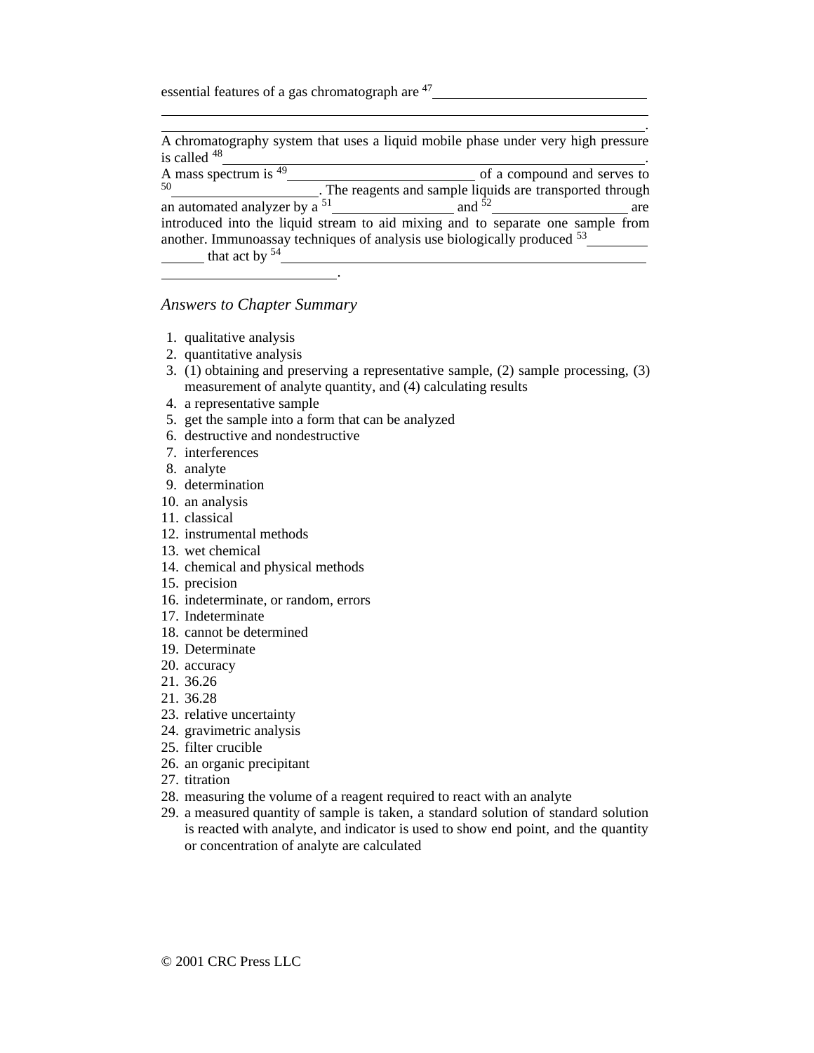essential features of a gas chromatograph are [47]______________________________
_____________________________________________________________________________
_____________________________________________________________________________.
A chromatography system that uses a liquid mobile phase under very high pressure is called [48]_____________________________________________________________.
A mass spectrum is [49]___________________________ of a compound and serves to [50]_____________________. The reagents and sample liquids are transported through an automated analyzer by a [51]_________________ and [52]___________________ are introduced into the liquid stream to aid mixing and to separate one sample from another. Immunoassay techniques of analysis use biologically produced [53]______________ that act by [54]_____________________________________________________
_________________________.

## *Answers to Chapter Summary*

1. qualitative analysis
2. quantitative analysis
3. (1) obtaining and preserving a representative sample, (2) sample processing, (3) measurement of analyte quantity, and (4) calculating results
4. a representative sample
5. get the sample into a form that can be analyzed
6. destructive and nondestructive
7. interferences
8. analyte
9. determination
10. an analysis
11. classical
12. instrumental methods
13. wet chemical
14. chemical and physical methods
15. precision
16. indeterminate, or random, errors
17. Indeterminate
18. cannot be determined
19. Determinate
20. accuracy
21. 36.26
21. 36.28
23. relative uncertainty
24. gravimetric analysis
25. filter crucible
26. an organic precipitant
27. titration
28. measuring the volume of a reagent required to react with an analyte
29. a measured quantity of sample is taken, a standard solution of standard solution is reacted with analyte, and indicator is used to show end point, and the quantity or concentration of analyte are calculated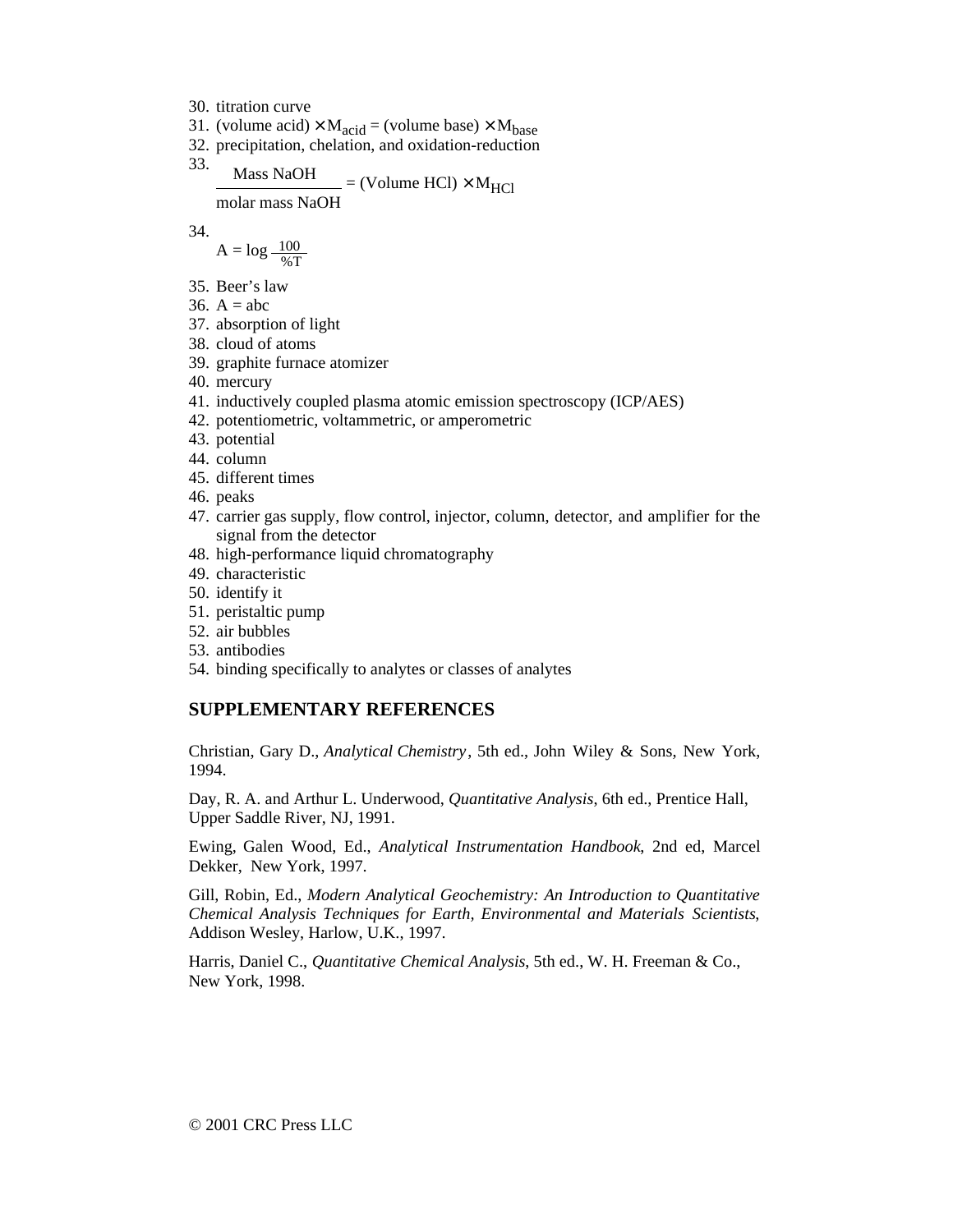30. titration curve
31. (volume acid) $\times$ $M_{acid}$ = (volume base) $\times$ $M_{base}$
32. precipitation, chelation, and oxidation-reduction
33. $$\frac{\text{Mass NaOH}}{\text{molar mass NaOH}} = (\text{Volume HCl}) \times M_{HCl}$$
34. $$A = \log \frac{100}{\%T}$$
35. Beer's law
36. A = abc
37. absorption of light
38. cloud of atoms
39. graphite furnace atomizer
40. mercury
41. inductively coupled plasma atomic emission spectroscopy (ICP/AES)
42. potentiometric, voltammetric, or amperometric
43. potential
44. column
45. different times
46. peaks
47. carrier gas supply, flow control, injector, column, detector, and amplifier for the signal from the detector
48. high-performance liquid chromatography
49. characteristic
50. identify it
51. peristaltic pump
52. air bubbles
53. antibodies
54. binding specifically to analytes or classes of analytes

## SUPPLEMENTARY REFERENCES

Christian, Gary D., *Analytical Chemistry*, 5th ed., John Wiley & Sons, New York, 1994.

Day, R. A. and Arthur L. Underwood, *Quantitative Analysis*, 6th ed., Prentice Hall, Upper Saddle River, NJ, 1991.

Ewing, Galen Wood, Ed., *Analytical Instrumentation Handbook*, 2nd ed, Marcel Dekker, New York, 1997.

Gill, Robin, Ed., *Modern Analytical Geochemistry: An Introduction to Quantitative Chemical Analysis Techniques for Earth, Environmental and Materials Scientists*, Addison Wesley, Harlow, U.K., 1997.

Harris, Daniel C., *Quantitative Chemical Analysis*, 5th ed., W. H. Freeman & Co., New York, 1998.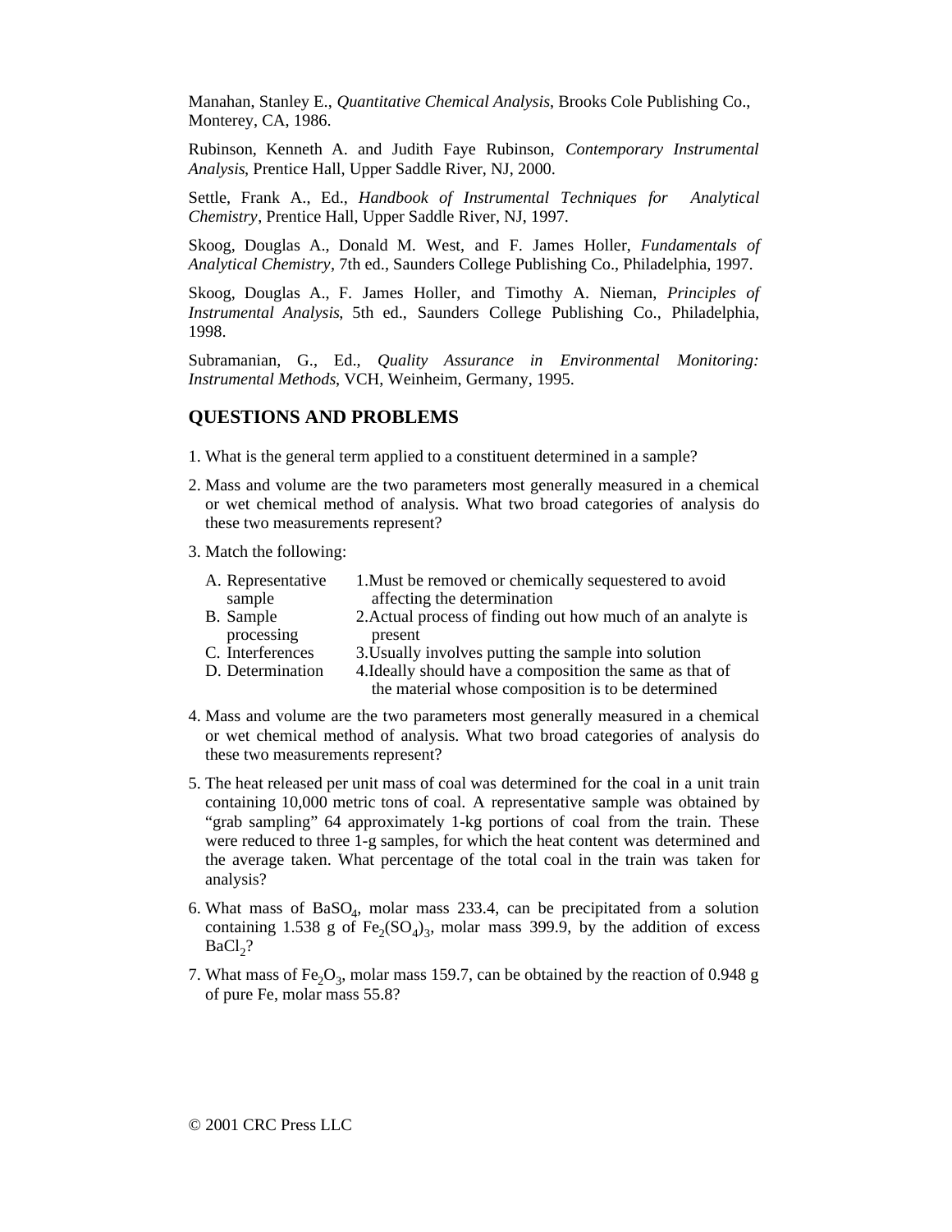Manahan, Stanley E., *Quantitative Chemical Analysis*, Brooks Cole Publishing Co., Monterey, CA, 1986.

Rubinson, Kenneth A. and Judith Faye Rubinson, *Contemporary Instrumental Analysis*, Prentice Hall, Upper Saddle River, NJ, 2000.

Settle, Frank A., Ed., *Handbook of Instrumental Techniques for Analytical Chemistry*, Prentice Hall, Upper Saddle River, NJ, 1997.

Skoog, Douglas A., Donald M. West, and F. James Holler, *Fundamentals of Analytical Chemistry*, 7th ed., Saunders College Publishing Co., Philadelphia, 1997.

Skoog, Douglas A., F. James Holler, and Timothy A. Nieman, *Principles of Instrumental Analysis*, 5th ed., Saunders College Publishing Co., Philadelphia, 1998.

Subramanian, G., Ed., *Quality Assurance in Environmental Monitoring: Instrumental Methods*, VCH, Weinheim, Germany, 1995.

## QUESTIONS AND PROBLEMS

1. What is the general term applied to a constituent determined in a sample?

2. Mass and volume are the two parameters most generally measured in a chemical or wet chemical method of analysis. What two broad categories of analysis do these two measurements represent?

3. Match the following:

   A. Representative sample — 1. Must be removed or chemically sequestered to avoid affecting the determination

   B. Sample processing — 2. Actual process of finding out how much of an analyte is present

   C. Interferences — 3. Usually involves putting the sample into solution

   D. Determination — 4. Ideally should have a composition the same as that of the material whose composition is to be determined

4. Mass and volume are the two parameters most generally measured in a chemical or wet chemical method of analysis. What two broad categories of analysis do these two measurements represent?

5. The heat released per unit mass of coal was determined for the coal in a unit train containing 10,000 metric tons of coal. A representative sample was obtained by "grab sampling" 64 approximately 1-kg portions of coal from the train. These were reduced to three 1-g samples, for which the heat content was determined and the average taken. What percentage of the total coal in the train was taken for analysis?

6. What mass of $BaSO_4$, molar mass 233.4, can be precipitated from a solution containing 1.538 g of $Fe_2(SO_4)_3$, molar mass 399.9, by the addition of excess $BaCl_2$?

7. What mass of $Fe_2O_3$, molar mass 159.7, can be obtained by the reaction of 0.948 g of pure Fe, molar mass 55.8?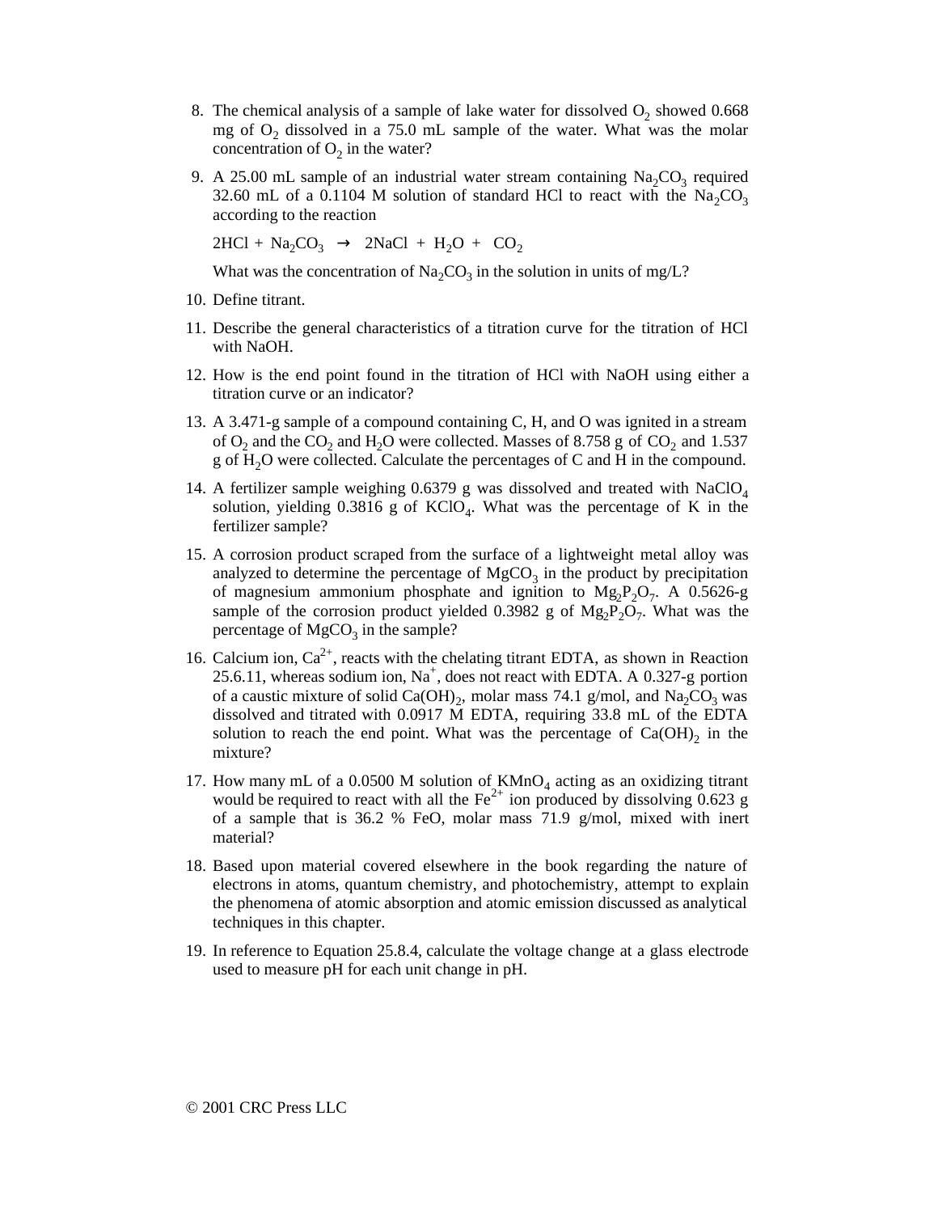8. The chemical analysis of a sample of lake water for dissolved $O_2$ showed 0.668 mg of $O_2$ dissolved in a 75.0 mL sample of the water. What was the molar concentration of $O_2$ in the water?

9. A 25.00 mL sample of an industrial water stream containing $Na_2CO_3$ required 32.60 mL of a 0.1104 M solution of standard HCl to react with the $Na_2CO_3$ according to the reaction

   $$2HCl + Na_2CO_3 \rightarrow 2NaCl + H_2O + CO_2$$

   What was the concentration of $Na_2CO_3$ in the solution in units of mg/L?

10. Define titrant.

11. Describe the general characteristics of a titration curve for the titration of HCl with NaOH.

12. How is the end point found in the titration of HCl with NaOH using either a titration curve or an indicator?

13. A 3.471-g sample of a compound containing C, H, and O was ignited in a stream of $O_2$ and the $CO_2$ and $H_2O$ were collected. Masses of 8.758 g of $CO_2$ and 1.537 g of $H_2O$ were collected. Calculate the percentages of C and H in the compound.

14. A fertilizer sample weighing 0.6379 g was dissolved and treated with $NaClO_4$ solution, yielding 0.3816 g of $KClO_4$. What was the percentage of K in the fertilizer sample?

15. A corrosion product scraped from the surface of a lightweight metal alloy was analyzed to determine the percentage of $MgCO_3$ in the product by precipitation of magnesium ammonium phosphate and ignition to $Mg_2P_2O_7$. A 0.5626-g sample of the corrosion product yielded 0.3982 g of $Mg_2P_2O_7$. What was the percentage of $MgCO_3$ in the sample?

16. Calcium ion, $Ca^{2+}$, reacts with the chelating titrant EDTA, as shown in Reaction 25.6.11, whereas sodium ion, $Na^+$, does not react with EDTA. A 0.327-g portion of a caustic mixture of solid $Ca(OH)_2$, molar mass 74.1 g/mol, and $Na_2CO_3$ was dissolved and titrated with 0.0917 M EDTA, requiring 33.8 mL of the EDTA solution to reach the end point. What was the percentage of $Ca(OH)_2$ in the mixture?

17. How many mL of a 0.0500 M solution of $KMnO_4$ acting as an oxidizing titrant would be required to react with all the $Fe^{2+}$ ion produced by dissolving 0.623 g of a sample that is 36.2 % FeO, molar mass 71.9 g/mol, mixed with inert material?

18. Based upon material covered elsewhere in the book regarding the nature of electrons in atoms, quantum chemistry, and photochemistry, attempt to explain the phenomena of atomic absorption and atomic emission discussed as analytical techniques in this chapter.

19. In reference to Equation 25.8.4, calculate the voltage change at a glass electrode used to measure pH for each unit change in pH.

© 2001 CRC Press LLC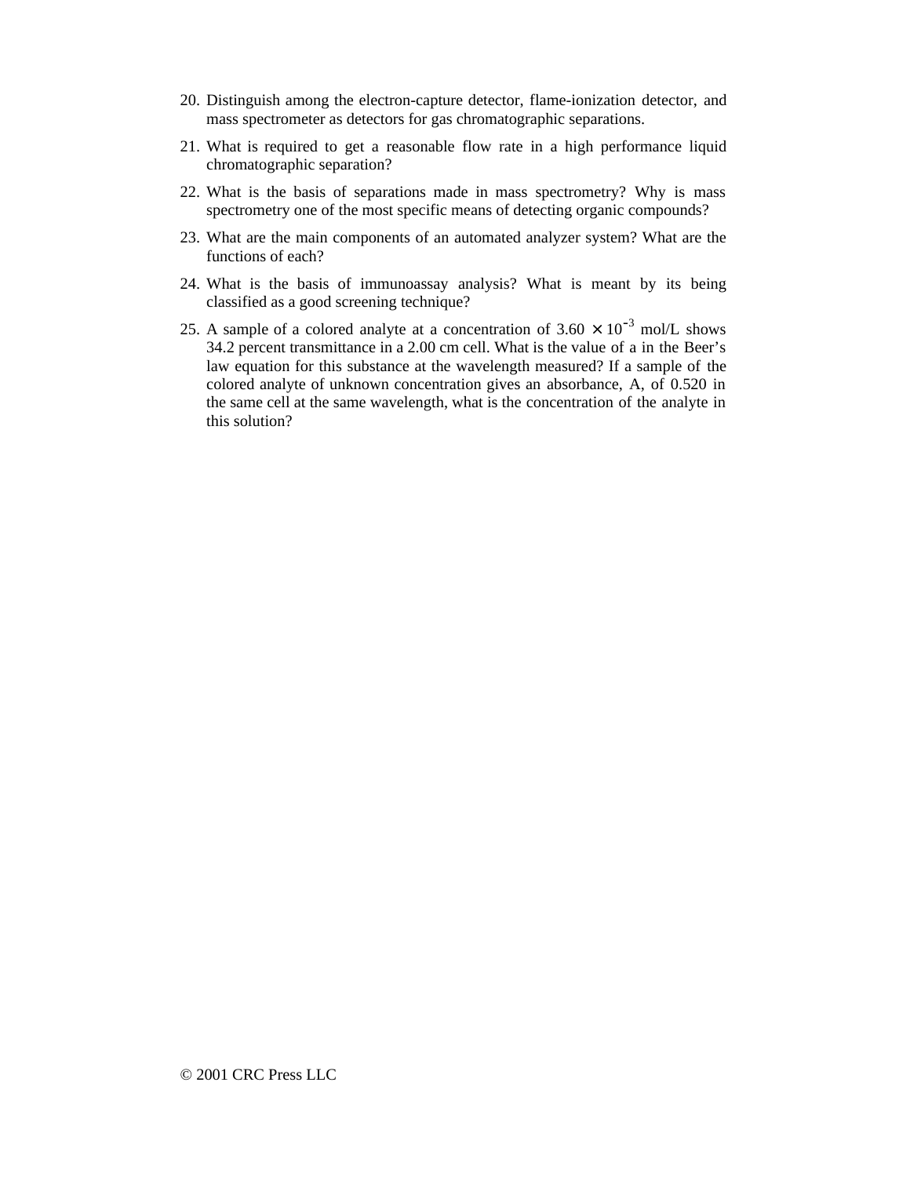20. Distinguish among the electron-capture detector, flame-ionization detector, and mass spectrometer as detectors for gas chromatographic separations.

21. What is required to get a reasonable flow rate in a high performance liquid chromatographic separation?

22. What is the basis of separations made in mass spectrometry? Why is mass spectrometry one of the most specific means of detecting organic compounds?

23. What are the main components of an automated analyzer system? What are the functions of each?

24. What is the basis of immunoassay analysis? What is meant by its being classified as a good screening technique?

25. A sample of a colored analyte at a concentration of $3.60 \times 10^{-3}$ mol/L shows 34.2 percent transmittance in a 2.00 cm cell. What is the value of a in the Beer's law equation for this substance at the wavelength measured? If a sample of the colored analyte of unknown concentration gives an absorbance, A, of 0.520 in the same cell at the same wavelength, what is the concentration of the analyte in this solution?